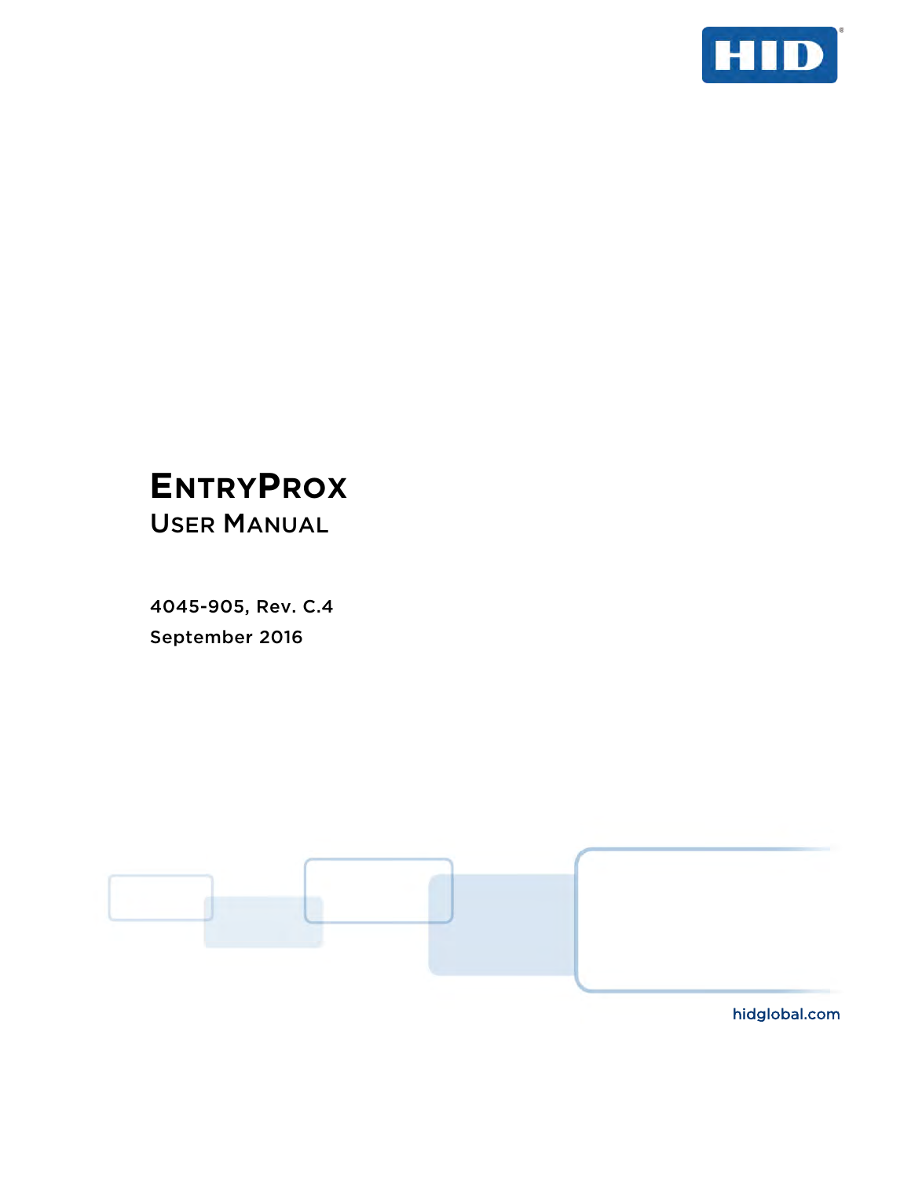# EntryProx

## User Manual

4045-905, Rev. C.4

September 2016

hidglobal.com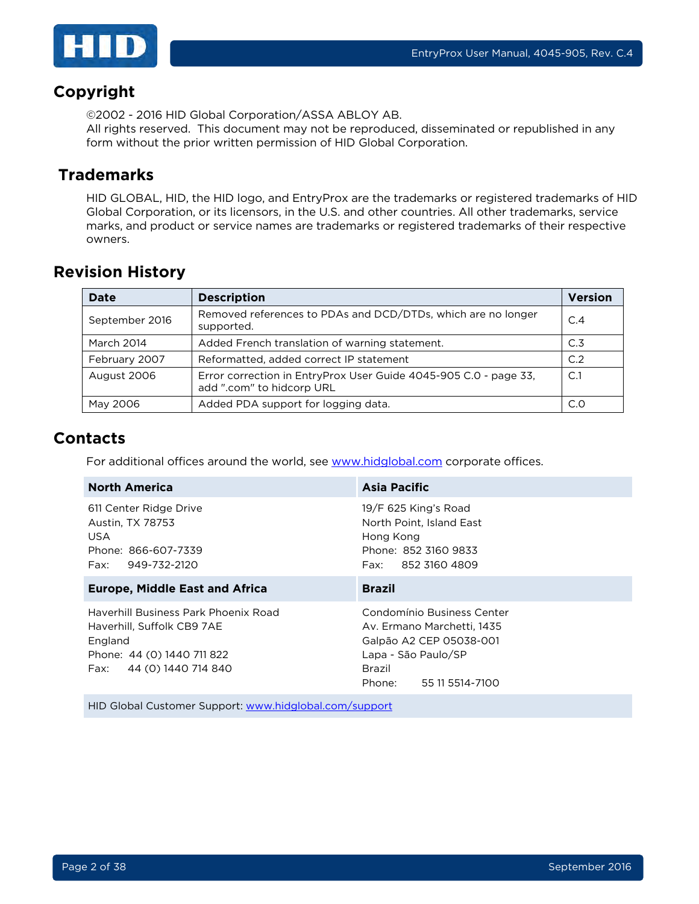## Copyright

©2002 - 2016 HID Global Corporation/ASSA ABLOY AB.
All rights reserved. This document may not be reproduced, disseminated or republished in any form without the prior written permission of HID Global Corporation.

## Trademarks

HID GLOBAL, HID, the HID logo, and EntryProx are the trademarks or registered trademarks of HID Global Corporation, or its licensors, in the U.S. and other countries. All other trademarks, service marks, and product or service names are trademarks or registered trademarks of their respective owners.

## Revision History

| Date | Description | Version |
|---|---|---|
| September 2016 | Removed references to PDAs and DCD/DTDs, which are no longer supported. | C.4 |
| March 2014 | Added French translation of warning statement. | C.3 |
| February 2007 | Reformatted, added correct IP statement | C.2 |
| August 2006 | Error correction in EntryProx User Guide 4045-905 C.0 - page 33, add ".com" to hidcorp URL | C.1 |
| May 2006 | Added PDA support for logging data. | C.0 |

## Contacts

For additional offices around the world, see www.hidglobal.com corporate offices.

| North America | Asia Pacific |
|---|---|
| 611 Center Ridge Drive<br>Austin, TX 78753<br>USA<br>Phone: 866-607-7339<br>Fax: 949-732-2120 | 19/F 625 King's Road<br>North Point, Island East<br>Hong Kong<br>Phone: 852 3160 9833<br>Fax: 852 3160 4809 |
| **Europe, Middle East and Africa** | **Brazil** |
| Haverhill Business Park Phoenix Road<br>Haverhill, Suffolk CB9 7AE<br>England<br>Phone: 44 (0) 1440 711 822<br>Fax: 44 (0) 1440 714 840 | Condomínio Business Center<br>Av. Ermano Marchetti, 1435<br>Galpão A2 CEP 05038-001<br>Lapa - São Paulo/SP<br>Brazil<br>Phone: 55 11 5514-7100 |

HID Global Customer Support: www.hidglobal.com/support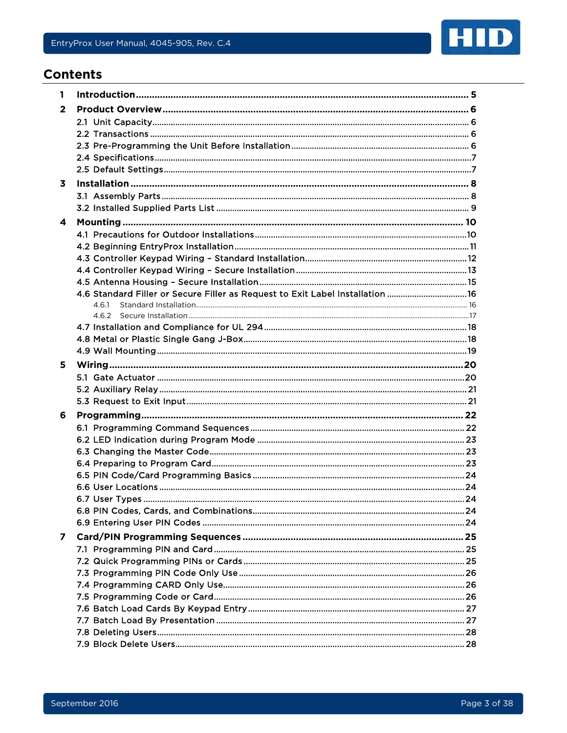# Contents

1 **Introduction** ..... 5

2 **Product Overview** ..... 6

- 2.1 Unit Capacity ..... 6
- 2.2 Transactions ..... 6
- 2.3 Pre-Programming the Unit Before Installation ..... 6
- 2.4 Specifications ..... 7
- 2.5 Default Settings ..... 7

3 **Installation** ..... 8

- 3.1 Assembly Parts ..... 8
- 3.2 Installed Supplied Parts List ..... 9

4 **Mounting** ..... 10

- 4.1 Precautions for Outdoor Installations ..... 10
- 4.2 Beginning EntryProx Installation ..... 11
- 4.3 Controller Keypad Wiring – Standard Installation ..... 12
- 4.4 Controller Keypad Wiring – Secure Installation ..... 13
- 4.5 Antenna Housing – Secure Installation ..... 15
- 4.6 Standard Filler or Secure Filler as Request to Exit Label Installation ..... 16
  - 4.6.1 Standard Installation ..... 16
  - 4.6.2 Secure Installation ..... 17
- 4.7 Installation and Compliance for UL 294 ..... 18
- 4.8 Metal or Plastic Single Gang J-Box ..... 18
- 4.9 Wall Mounting ..... 19

5 **Wiring** ..... 20

- 5.1 Gate Actuator ..... 20
- 5.2 Auxiliary Relay ..... 21
- 5.3 Request to Exit Input ..... 21

6 **Programming** ..... 22

- 6.1 Programming Command Sequences ..... 22
- 6.2 LED Indication during Program Mode ..... 23
- 6.3 Changing the Master Code ..... 23
- 6.4 Preparing to Program Card ..... 23
- 6.5 PIN Code/Card Programming Basics ..... 24
- 6.6 User Locations ..... 24
- 6.7 User Types ..... 24
- 6.8 PIN Codes, Cards, and Combinations ..... 24
- 6.9 Entering User PIN Codes ..... 24

7 **Card/PIN Programming Sequences** ..... 25

- 7.1 Programming PIN and Card ..... 25
- 7.2 Quick Programming PINs or Cards ..... 25
- 7.3 Programming PIN Code Only Use ..... 26
- 7.4 Programming CARD Only Use ..... 26
- 7.5 Programming Code or Card ..... 26
- 7.6 Batch Load Cards By Keypad Entry ..... 27
- 7.7 Batch Load By Presentation ..... 27
- 7.8 Deleting Users ..... 28
- 7.9 Block Delete Users ..... 28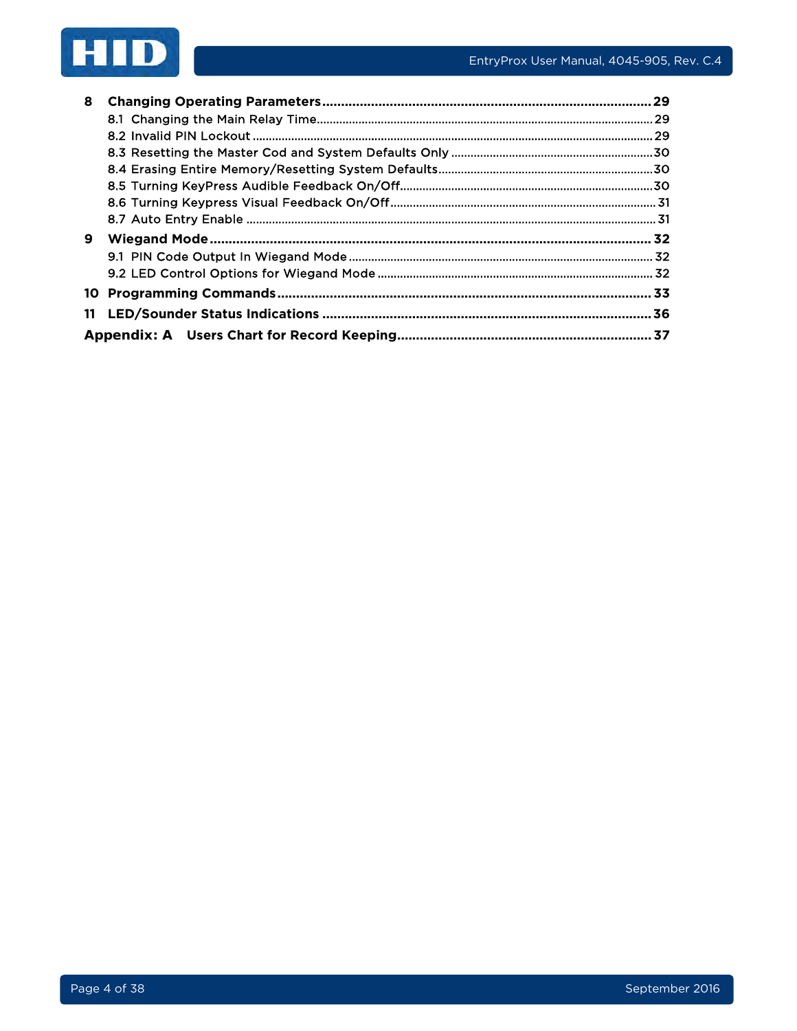**8 Changing Operating Parameters** ........................................................................ **29**

8.1 Changing the Main Relay Time........................................................................ 29

8.2 Invalid PIN Lockout ........................................................................ 29

8.3 Resetting the Master Cod and System Defaults Only ........................................................................ 30

8.4 Erasing Entire Memory/Resetting System Defaults........................................................................ 30

8.5 Turning KeyPress Audible Feedback On/Off........................................................................ 30

8.6 Turning Keypress Visual Feedback On/Off........................................................................ 31

8.7 Auto Entry Enable ........................................................................ 31

**9 Wiegand Mode** ........................................................................ **32**

9.1 PIN Code Output In Wiegand Mode ........................................................................ 32

9.2 LED Control Options for Wiegand Mode ........................................................................ 32

**10 Programming Commands** ........................................................................ **33**

**11 LED/Sounder Status Indications** ........................................................................ **36**

**Appendix: A Users Chart for Record Keeping** ........................................................................ **37**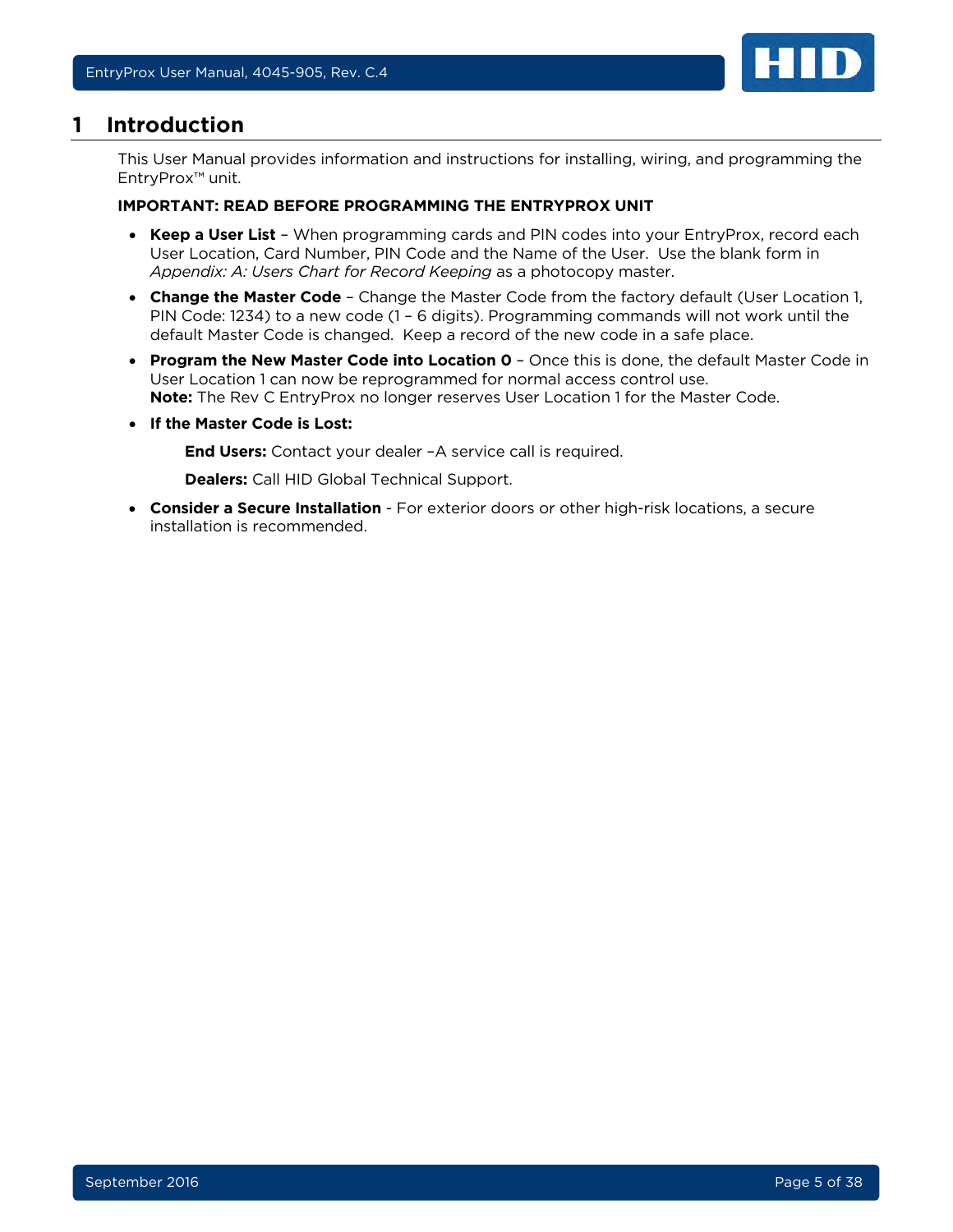# 1 Introduction

This User Manual provides information and instructions for installing, wiring, and programming the EntryProx™ unit.

**IMPORTANT: READ BEFORE PROGRAMMING THE ENTRYPROX UNIT**

- **Keep a User List** – When programming cards and PIN codes into your EntryProx, record each User Location, Card Number, PIN Code and the Name of the User. Use the blank form in *Appendix: A: Users Chart for Record Keeping* as a photocopy master.
- **Change the Master Code** – Change the Master Code from the factory default (User Location 1, PIN Code: 1234) to a new code (1 – 6 digits). Programming commands will not work until the default Master Code is changed. Keep a record of the new code in a safe place.
- **Program the New Master Code into Location 0** – Once this is done, the default Master Code in User Location 1 can now be reprogrammed for normal access control use.
  **Note:** The Rev C EntryProx no longer reserves User Location 1 for the Master Code.
- **If the Master Code is Lost:**

  **End Users:** Contact your dealer –A service call is required.

  **Dealers:** Call HID Global Technical Support.
- **Consider a Secure Installation** - For exterior doors or other high-risk locations, a secure installation is recommended.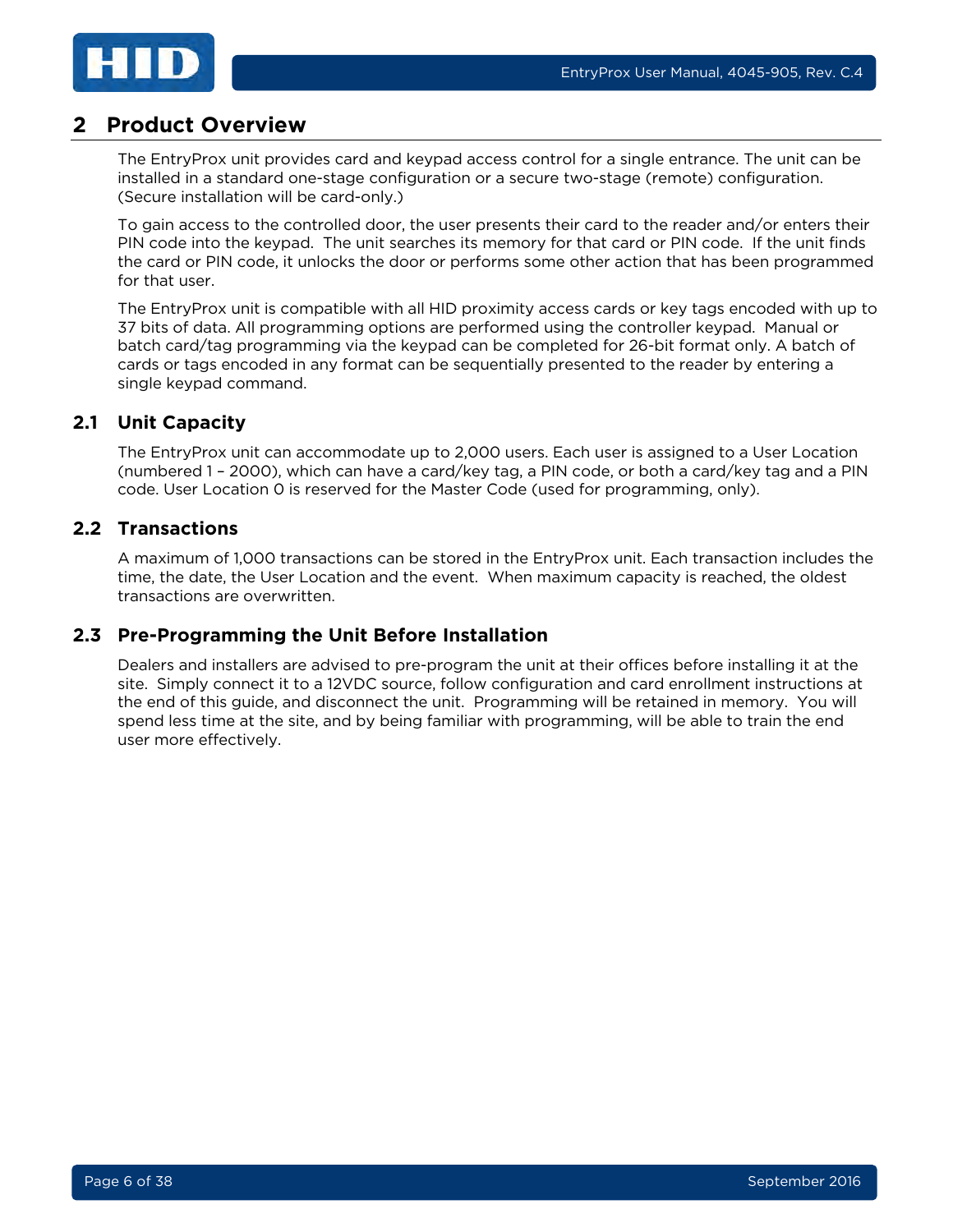# 2 Product Overview

The EntryProx unit provides card and keypad access control for a single entrance. The unit can be installed in a standard one-stage configuration or a secure two-stage (remote) configuration. (Secure installation will be card-only.)

To gain access to the controlled door, the user presents their card to the reader and/or enters their PIN code into the keypad. The unit searches its memory for that card or PIN code. If the unit finds the card or PIN code, it unlocks the door or performs some other action that has been programmed for that user.

The EntryProx unit is compatible with all HID proximity access cards or key tags encoded with up to 37 bits of data. All programming options are performed using the controller keypad. Manual or batch card/tag programming via the keypad can be completed for 26-bit format only. A batch of cards or tags encoded in any format can be sequentially presented to the reader by entering a single keypad command.

## 2.1 Unit Capacity

The EntryProx unit can accommodate up to 2,000 users. Each user is assigned to a User Location (numbered 1 – 2000), which can have a card/key tag, a PIN code, or both a card/key tag and a PIN code. User Location 0 is reserved for the Master Code (used for programming, only).

## 2.2 Transactions

A maximum of 1,000 transactions can be stored in the EntryProx unit. Each transaction includes the time, the date, the User Location and the event. When maximum capacity is reached, the oldest transactions are overwritten.

## 2.3 Pre-Programming the Unit Before Installation

Dealers and installers are advised to pre-program the unit at their offices before installing it at the site. Simply connect it to a 12VDC source, follow configuration and card enrollment instructions at the end of this guide, and disconnect the unit. Programming will be retained in memory. You will spend less time at the site, and by being familiar with programming, will be able to train the end user more effectively.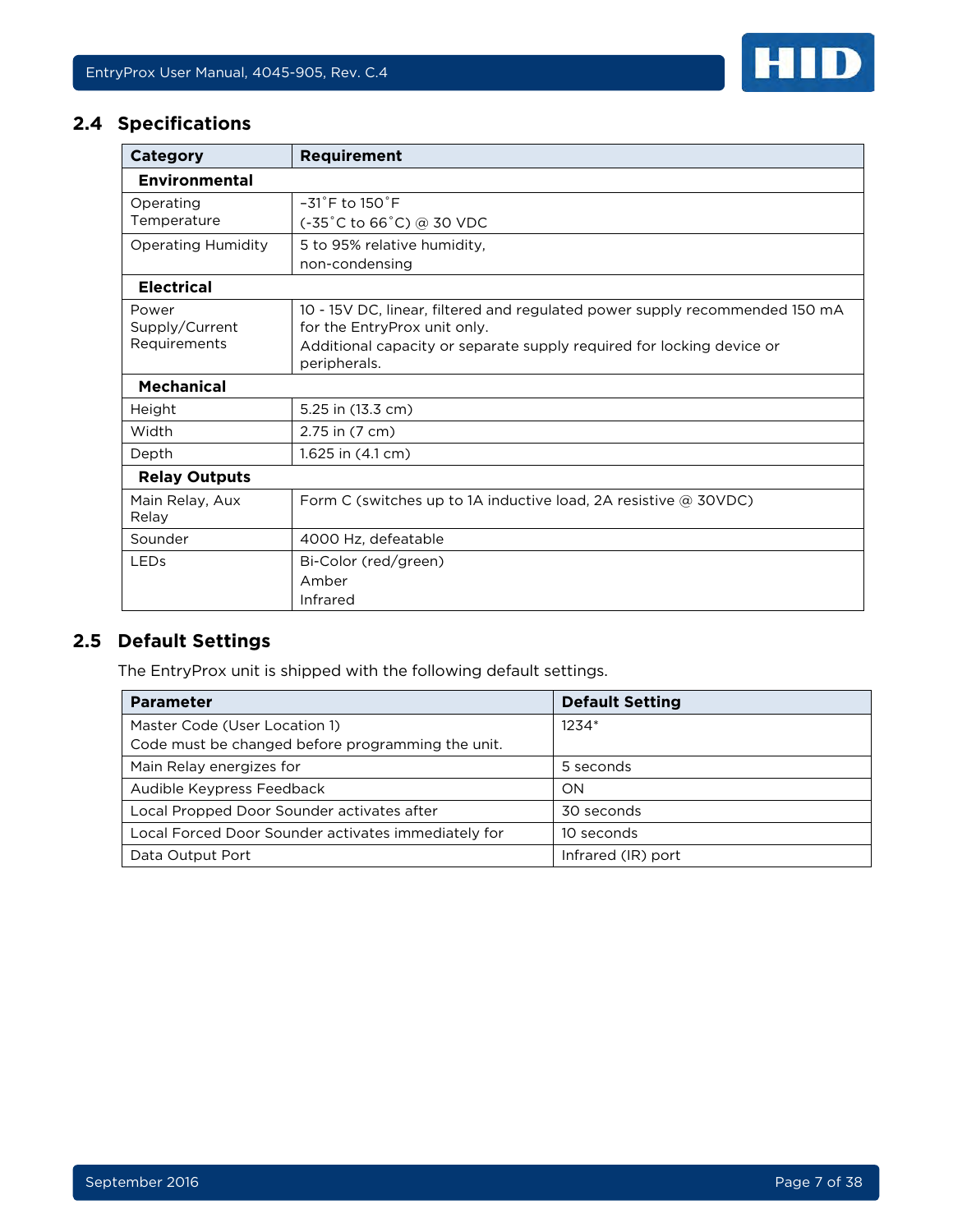## 2.4 Specifications

| Category | Requirement |
|---|---|
| **Environmental** | |
| Operating Temperature | –31˚F to 150˚F<br>(-35˚C to 66˚C) @ 30 VDC |
| Operating Humidity | 5 to 95% relative humidity,<br>non-condensing |
| **Electrical** | |
| Power Supply/Current Requirements | 10 - 15V DC, linear, filtered and regulated power supply recommended 150 mA for the EntryProx unit only.<br>Additional capacity or separate supply required for locking device or peripherals. |
| **Mechanical** | |
| Height | 5.25 in (13.3 cm) |
| Width | 2.75 in (7 cm) |
| Depth | 1.625 in (4.1 cm) |
| **Relay Outputs** | |
| Main Relay, Aux Relay | Form C (switches up to 1A inductive load, 2A resistive @ 30VDC) |
| Sounder | 4000 Hz, defeatable |
| LEDs | Bi-Color (red/green)<br>Amber<br>Infrared |

## 2.5 Default Settings

The EntryProx unit is shipped with the following default settings.

| Parameter | Default Setting |
|---|---|
| Master Code (User Location 1)<br>Code must be changed before programming the unit. | 1234* |
| Main Relay energizes for | 5 seconds |
| Audible Keypress Feedback | ON |
| Local Propped Door Sounder activates after | 30 seconds |
| Local Forced Door Sounder activates immediately for | 10 seconds |
| Data Output Port | Infrared (IR) port |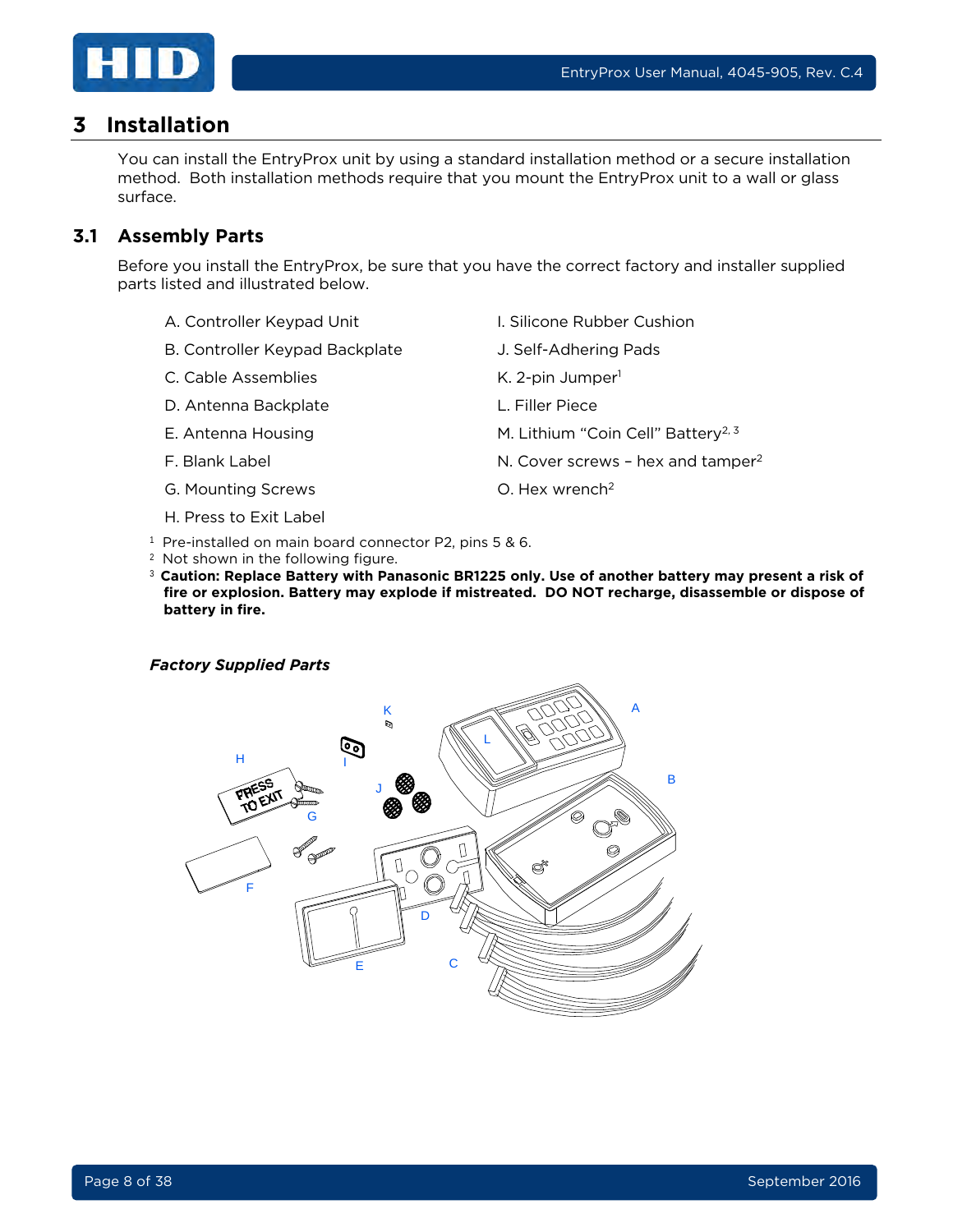# 3 Installation

You can install the EntryProx unit by using a standard installation method or a secure installation method. Both installation methods require that you mount the EntryProx unit to a wall or glass surface.

## 3.1 Assembly Parts

Before you install the EntryProx, be sure that you have the correct factory and installer supplied parts listed and illustrated below.

A. Controller Keypad Unit
B. Controller Keypad Backplate
C. Cable Assemblies
D. Antenna Backplate
E. Antenna Housing
F. Blank Label
G. Mounting Screws
H. Press to Exit Label
I. Silicone Rubber Cushion
J. Self-Adhering Pads
K. 2-pin Jumper[1]
L. Filler Piece
M. Lithium "Coin Cell" Battery[2, 3]
N. Cover screws – hex and tamper[2]
O. Hex wrench[2]

[1] Pre-installed on main board connector P2, pins 5 & 6.
[2] Not shown in the following figure.
[3] **Caution: Replace Battery with Panasonic BR1225 only. Use of another battery may present a risk of fire or explosion. Battery may explode if mistreated. DO NOT recharge, disassemble or dispose of battery in fire.**

***Factory Supplied Parts***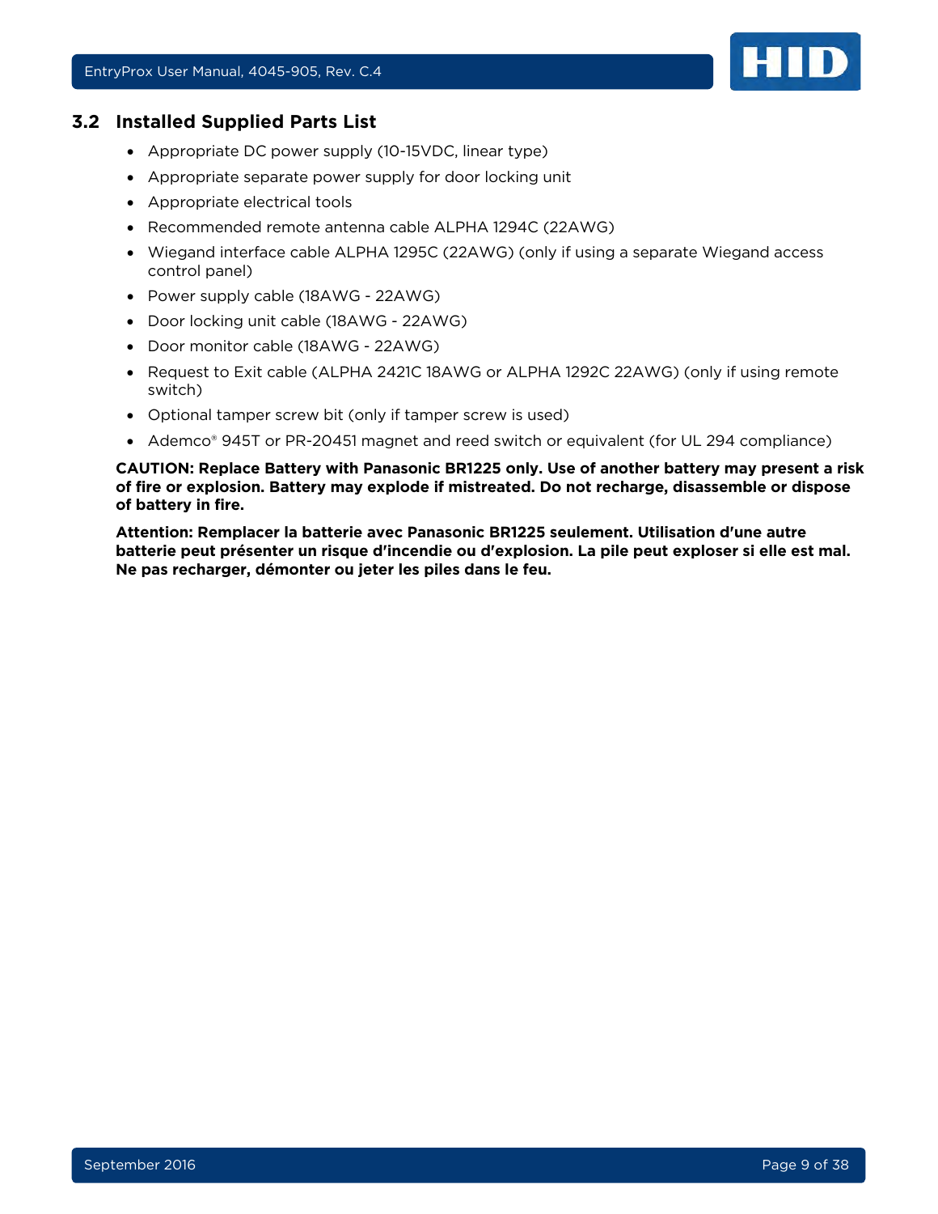## 3.2 Installed Supplied Parts List

- Appropriate DC power supply (10-15VDC, linear type)
- Appropriate separate power supply for door locking unit
- Appropriate electrical tools
- Recommended remote antenna cable ALPHA 1294C (22AWG)
- Wiegand interface cable ALPHA 1295C (22AWG) (only if using a separate Wiegand access control panel)
- Power supply cable (18AWG - 22AWG)
- Door locking unit cable (18AWG - 22AWG)
- Door monitor cable (18AWG - 22AWG)
- Request to Exit cable (ALPHA 2421C 18AWG or ALPHA 1292C 22AWG) (only if using remote switch)
- Optional tamper screw bit (only if tamper screw is used)
- Ademco® 945T or PR-20451 magnet and reed switch or equivalent (for UL 294 compliance)

**CAUTION: Replace Battery with Panasonic BR1225 only. Use of another battery may present a risk of fire or explosion. Battery may explode if mistreated. Do not recharge, disassemble or dispose of battery in fire.**

**Attention: Remplacer la batterie avec Panasonic BR1225 seulement. Utilisation d'une autre batterie peut présenter un risque d'incendie ou d'explosion. La pile peut exploser si elle est mal. Ne pas recharger, démonter ou jeter les piles dans le feu.**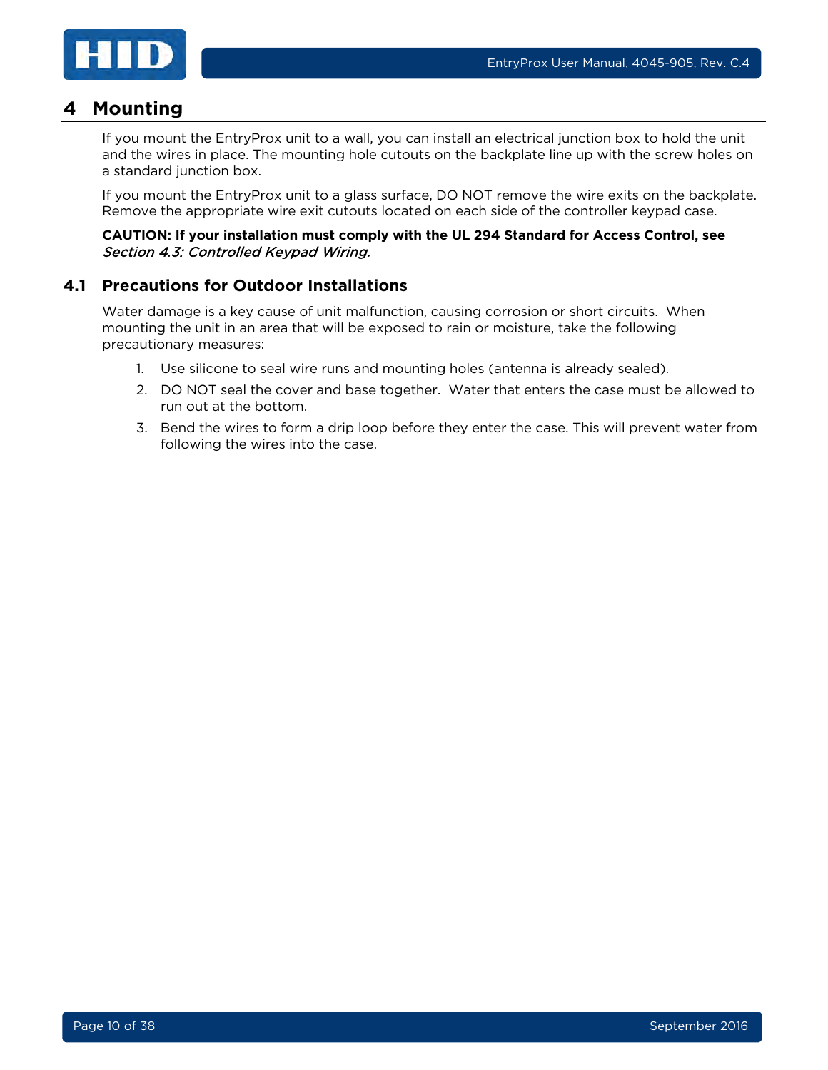# 4 Mounting

If you mount the EntryProx unit to a wall, you can install an electrical junction box to hold the unit and the wires in place. The mounting hole cutouts on the backplate line up with the screw holes on a standard junction box.

If you mount the EntryProx unit to a glass surface, DO NOT remove the wire exits on the backplate. Remove the appropriate wire exit cutouts located on each side of the controller keypad case.

**CAUTION: If your installation must comply with the UL 294 Standard for Access Control, see** *Section 4.3: Controlled Keypad Wiring.*

## 4.1 Precautions for Outdoor Installations

Water damage is a key cause of unit malfunction, causing corrosion or short circuits. When mounting the unit in an area that will be exposed to rain or moisture, take the following precautionary measures:

1. Use silicone to seal wire runs and mounting holes (antenna is already sealed).
2. DO NOT seal the cover and base together. Water that enters the case must be allowed to run out at the bottom.
3. Bend the wires to form a drip loop before they enter the case. This will prevent water from following the wires into the case.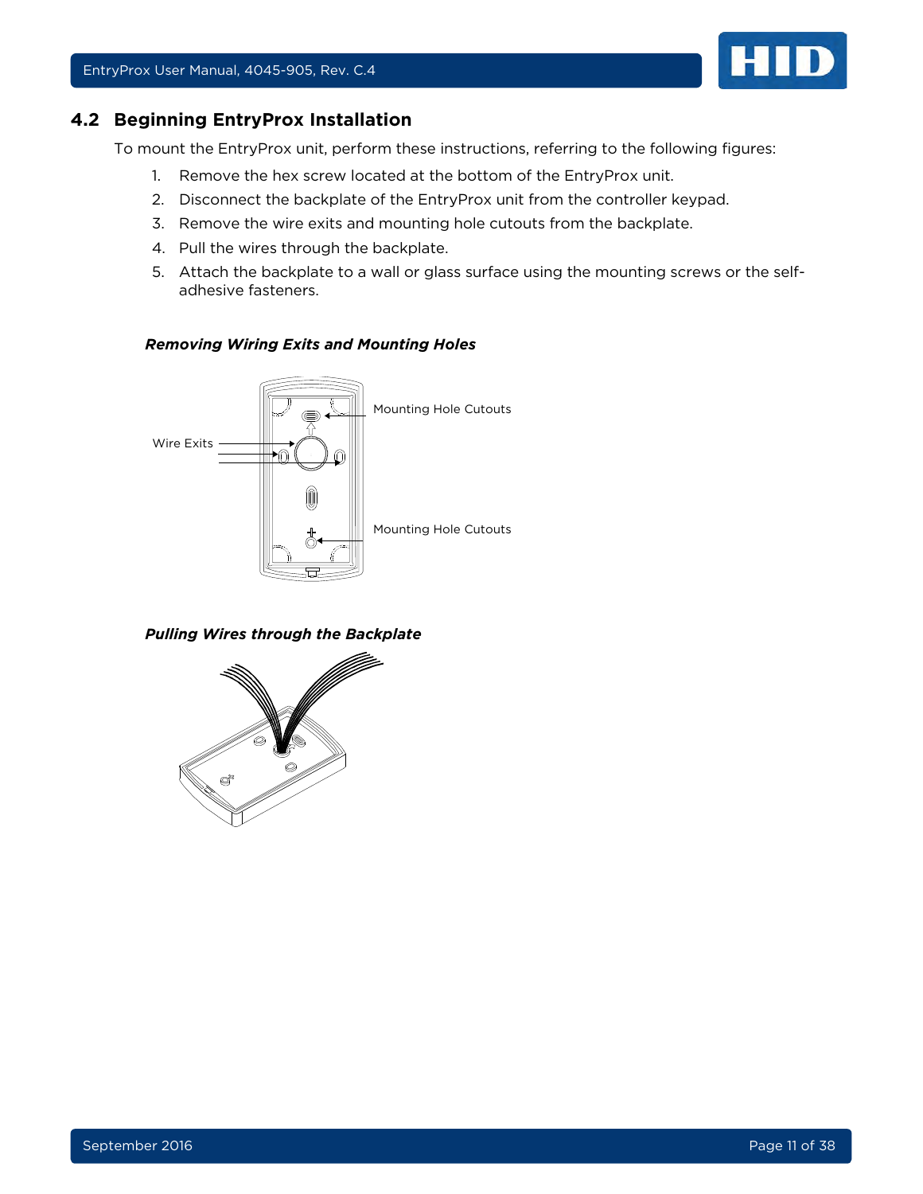## 4.2 Beginning EntryProx Installation

To mount the EntryProx unit, perform these instructions, referring to the following figures:

1. Remove the hex screw located at the bottom of the EntryProx unit.
2. Disconnect the backplate of the EntryProx unit from the controller keypad.
3. Remove the wire exits and mounting hole cutouts from the backplate.
4. Pull the wires through the backplate.
5. Attach the backplate to a wall or glass surface using the mounting screws or the self-adhesive fasteners.

***Removing Wiring Exits and Mounting Holes***

Wire Exits

Mounting Hole Cutouts

Mounting Hole Cutouts

***Pulling Wires through the Backplate***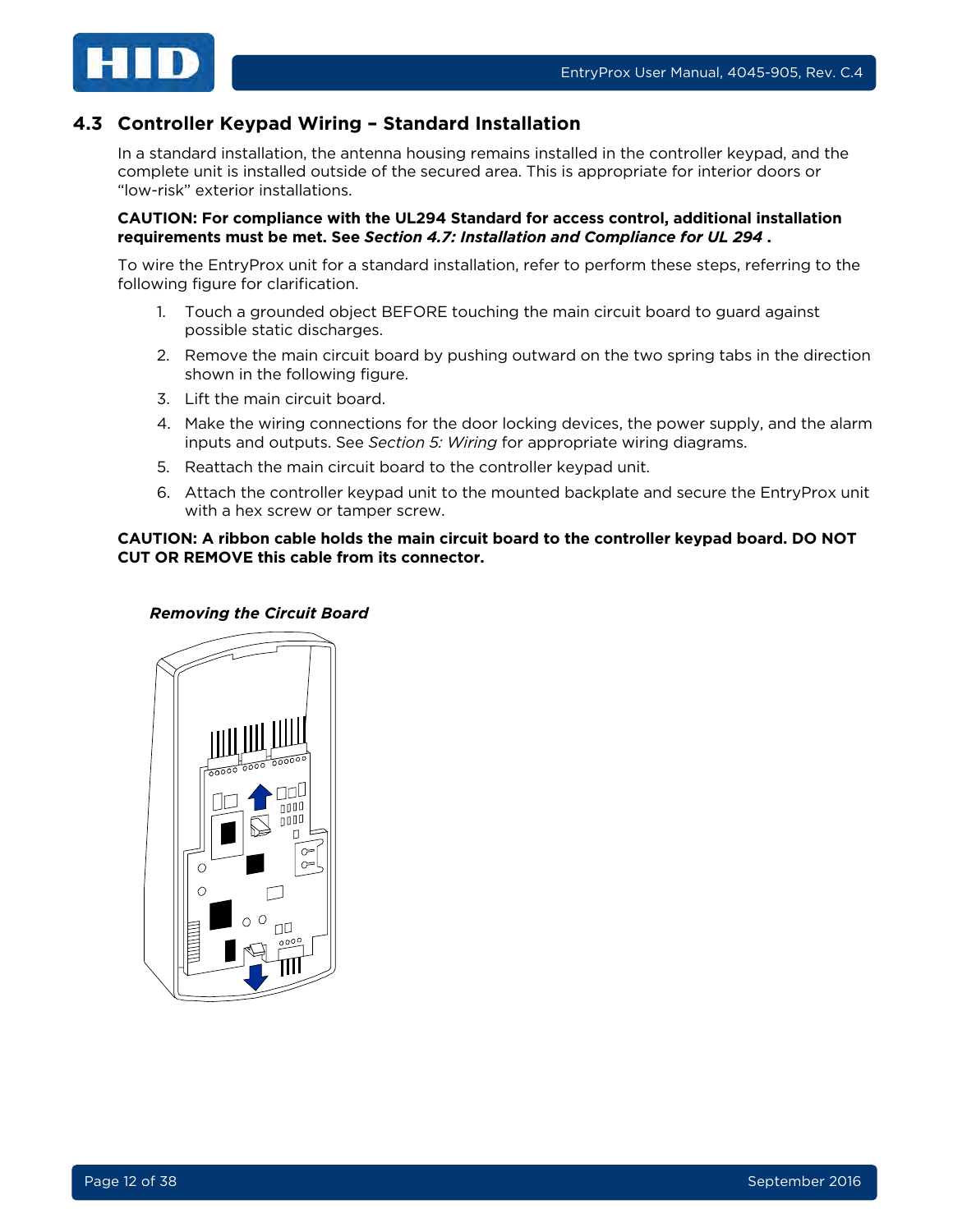## 4.3 Controller Keypad Wiring – Standard Installation

In a standard installation, the antenna housing remains installed in the controller keypad, and the complete unit is installed outside of the secured area. This is appropriate for interior doors or "low-risk" exterior installations.

**CAUTION: For compliance with the UL294 Standard for access control, additional installation requirements must be met. See *Section 4.7: Installation and Compliance for UL 294* .**

To wire the EntryProx unit for a standard installation, refer to perform these steps, referring to the following figure for clarification.

1. Touch a grounded object BEFORE touching the main circuit board to guard against possible static discharges.
2. Remove the main circuit board by pushing outward on the two spring tabs in the direction shown in the following figure.
3. Lift the main circuit board.
4. Make the wiring connections for the door locking devices, the power supply, and the alarm inputs and outputs. See *Section 5: Wiring* for appropriate wiring diagrams.
5. Reattach the main circuit board to the controller keypad unit.
6. Attach the controller keypad unit to the mounted backplate and secure the EntryProx unit with a hex screw or tamper screw.

**CAUTION: A ribbon cable holds the main circuit board to the controller keypad board. DO NOT CUT OR REMOVE this cable from its connector.**

***Removing the Circuit Board***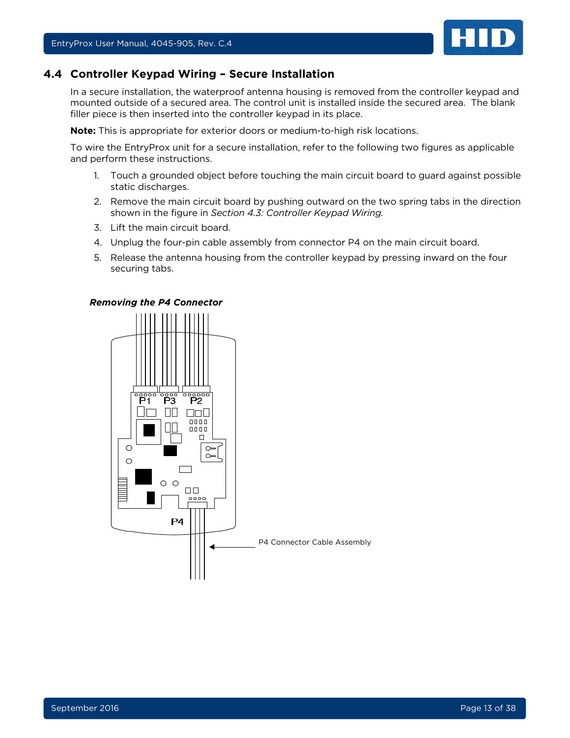## 4.4 Controller Keypad Wiring – Secure Installation

In a secure installation, the waterproof antenna housing is removed from the controller keypad and mounted outside of a secured area. The control unit is installed inside the secured area. The blank filler piece is then inserted into the controller keypad in its place.

**Note:** This is appropriate for exterior doors or medium-to-high risk locations.

To wire the EntryProx unit for a secure installation, refer to the following two figures as applicable and perform these instructions.

1. Touch a grounded object before touching the main circuit board to guard against possible static discharges.
2. Remove the main circuit board by pushing outward on the two spring tabs in the direction shown in the figure in *Section 4.3: Controller Keypad Wiring.*
3. Lift the main circuit board.
4. Unplug the four-pin cable assembly from connector P4 on the main circuit board.
5. Release the antenna housing from the controller keypad by pressing inward on the four securing tabs.

***Removing the P4 Connector***

P1 P3 P2

P4

P4 Connector Cable Assembly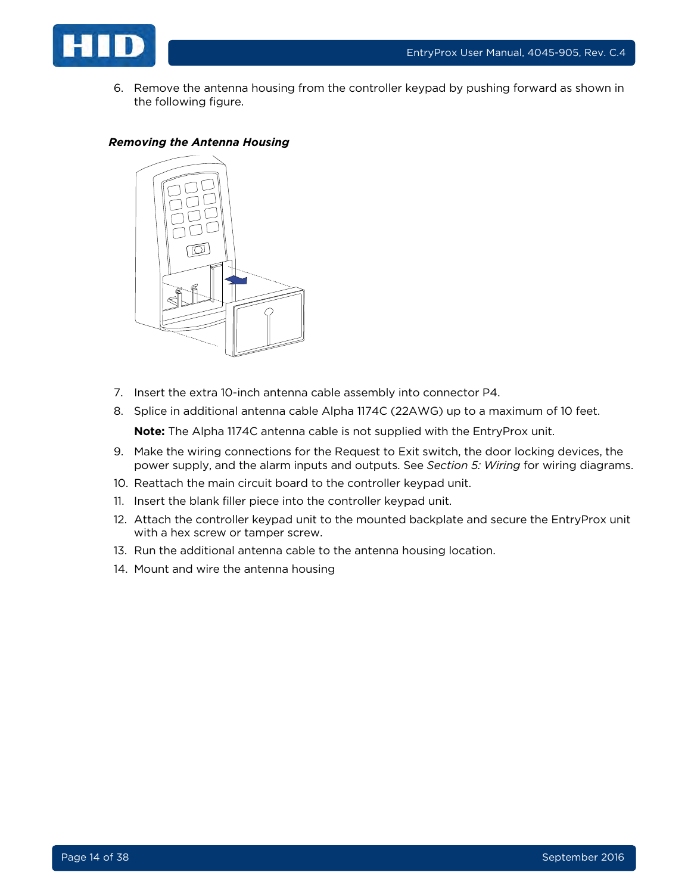6. Remove the antenna housing from the controller keypad by pushing forward as shown in the following figure.

***Removing the Antenna Housing***

7. Insert the extra 10-inch antenna cable assembly into connector P4.
8. Splice in additional antenna cable Alpha 1174C (22AWG) up to a maximum of 10 feet.

   **Note:** The Alpha 1174C antenna cable is not supplied with the EntryProx unit.

9. Make the wiring connections for the Request to Exit switch, the door locking devices, the power supply, and the alarm inputs and outputs. See *Section 5: Wiring* for wiring diagrams.
10. Reattach the main circuit board to the controller keypad unit.
11. Insert the blank filler piece into the controller keypad unit.
12. Attach the controller keypad unit to the mounted backplate and secure the EntryProx unit with a hex screw or tamper screw.
13. Run the additional antenna cable to the antenna housing location.
14. Mount and wire the antenna housing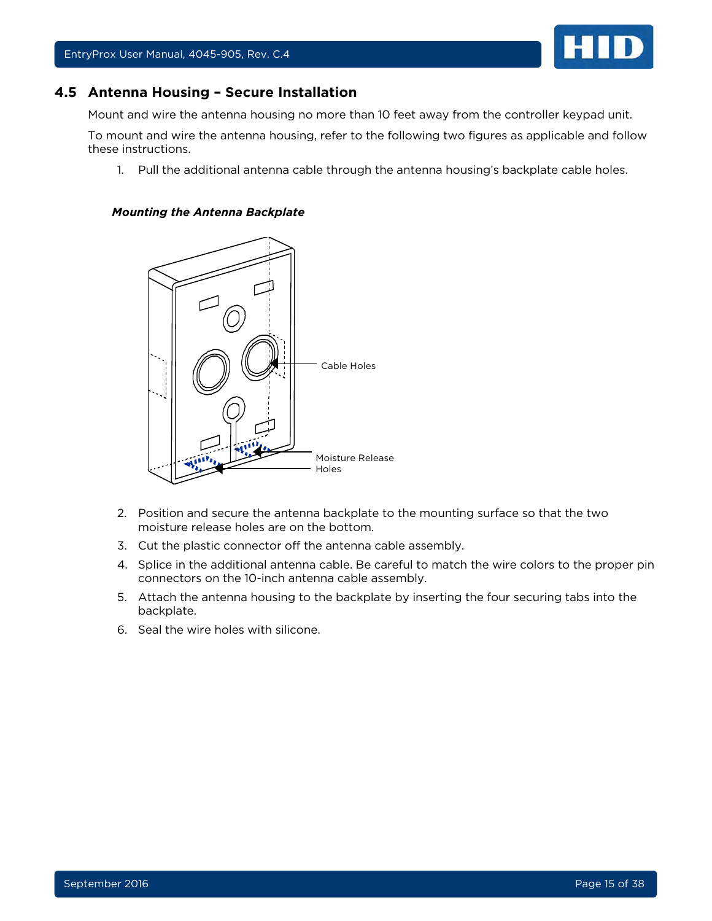## 4.5 Antenna Housing – Secure Installation

Mount and wire the antenna housing no more than 10 feet away from the controller keypad unit.

To mount and wire the antenna housing, refer to the following two figures as applicable and follow these instructions.

1. Pull the additional antenna cable through the antenna housing's backplate cable holes.

***Mounting the Antenna Backplate***

Cable Holes

Moisture Release Holes

2. Position and secure the antenna backplate to the mounting surface so that the two moisture release holes are on the bottom.
3. Cut the plastic connector off the antenna cable assembly.
4. Splice in the additional antenna cable. Be careful to match the wire colors to the proper pin connectors on the 10-inch antenna cable assembly.
5. Attach the antenna housing to the backplate by inserting the four securing tabs into the backplate.
6. Seal the wire holes with silicone.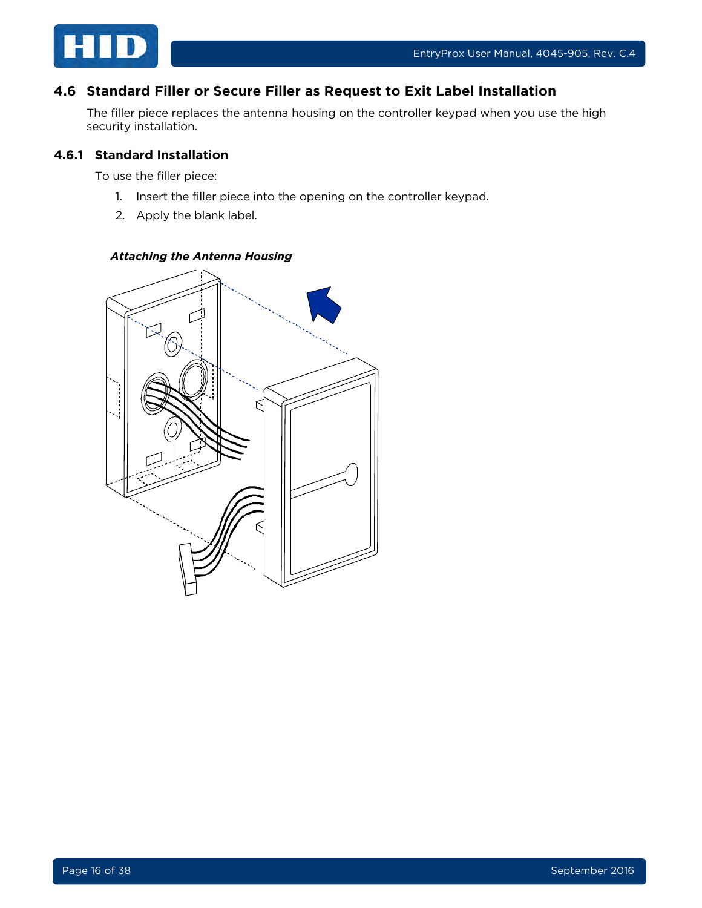## 4.6 Standard Filler or Secure Filler as Request to Exit Label Installation

The filler piece replaces the antenna housing on the controller keypad when you use the high security installation.

### 4.6.1 Standard Installation

To use the filler piece:

1. Insert the filler piece into the opening on the controller keypad.
2. Apply the blank label.

***Attaching the Antenna Housing***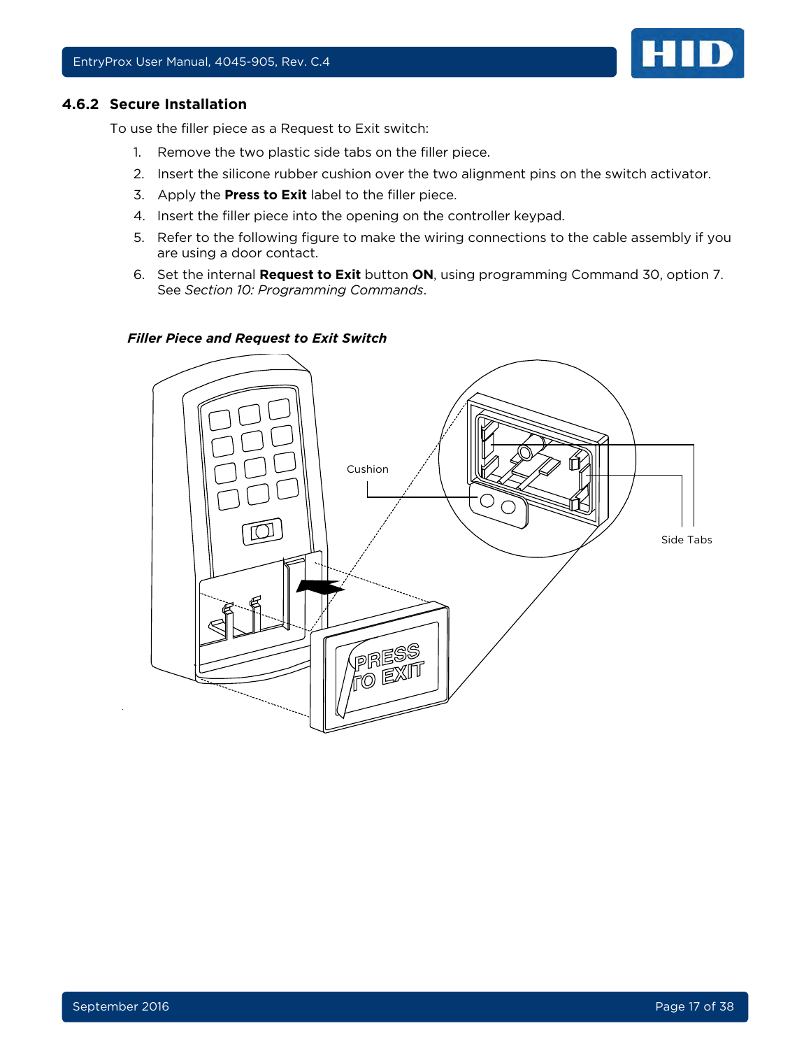### 4.6.2 Secure Installation

To use the filler piece as a Request to Exit switch:

1. Remove the two plastic side tabs on the filler piece.
2. Insert the silicone rubber cushion over the two alignment pins on the switch activator.
3. Apply the **Press to Exit** label to the filler piece.
4. Insert the filler piece into the opening on the controller keypad.
5. Refer to the following figure to make the wiring connections to the cable assembly if you are using a door contact.
6. Set the internal **Request to Exit** button **ON**, using programming Command 30, option 7. See *Section 10: Programming Commands*.

***Filler Piece and Request to Exit Switch***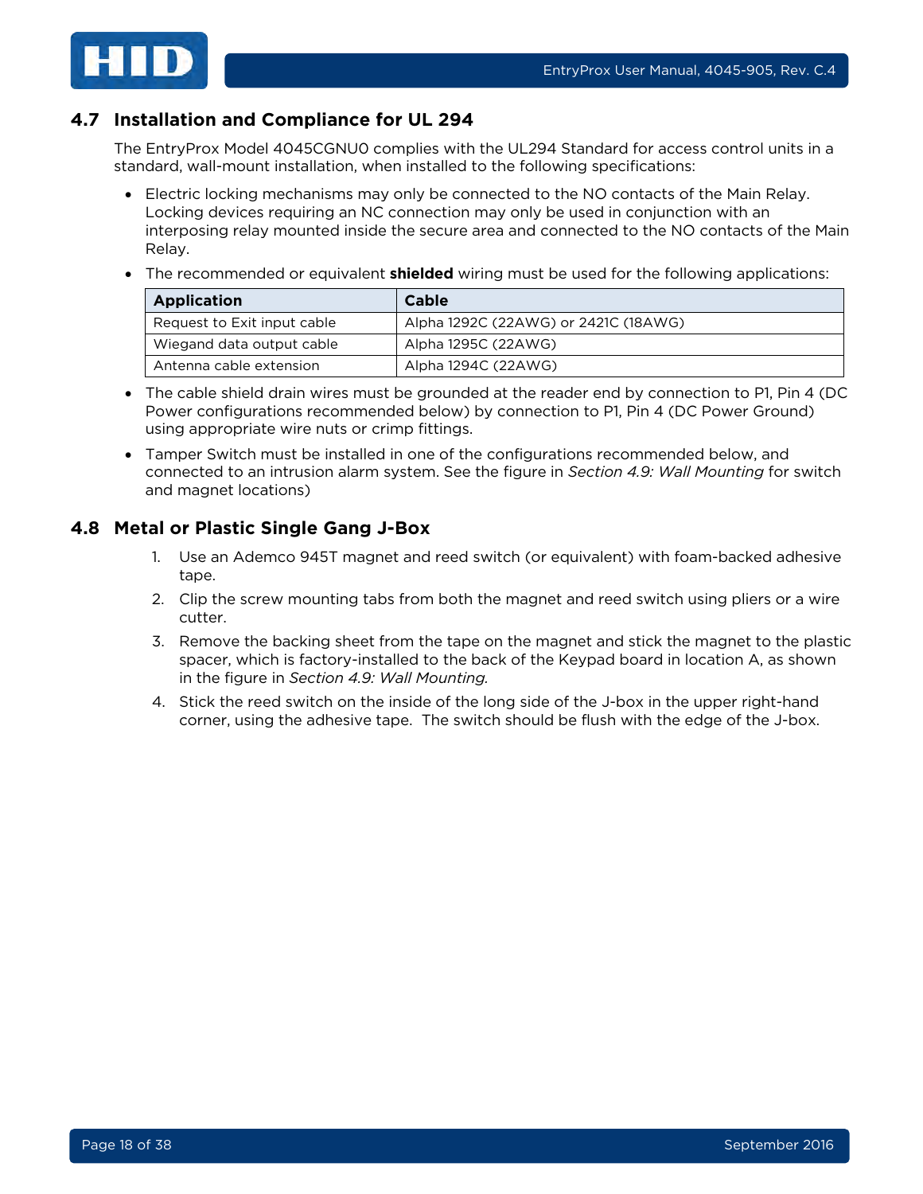## 4.7 Installation and Compliance for UL 294

The EntryProx Model 4045CGNU0 complies with the UL294 Standard for access control units in a standard, wall-mount installation, when installed to the following specifications:

- Electric locking mechanisms may only be connected to the NO contacts of the Main Relay. Locking devices requiring an NC connection may only be used in conjunction with an interposing relay mounted inside the secure area and connected to the NO contacts of the Main Relay.
- The recommended or equivalent **shielded** wiring must be used for the following applications:

| Application | Cable |
|---|---|
| Request to Exit input cable | Alpha 1292C (22AWG) or 2421C (18AWG) |
| Wiegand data output cable | Alpha 1295C (22AWG) |
| Antenna cable extension | Alpha 1294C (22AWG) |

- The cable shield drain wires must be grounded at the reader end by connection to P1, Pin 4 (DC Power configurations recommended below) by connection to P1, Pin 4 (DC Power Ground) using appropriate wire nuts or crimp fittings.
- Tamper Switch must be installed in one of the configurations recommended below, and connected to an intrusion alarm system. See the figure in *Section 4.9: Wall Mounting* for switch and magnet locations)

## 4.8 Metal or Plastic Single Gang J-Box

1. Use an Ademco 945T magnet and reed switch (or equivalent) with foam-backed adhesive tape.
2. Clip the screw mounting tabs from both the magnet and reed switch using pliers or a wire cutter.
3. Remove the backing sheet from the tape on the magnet and stick the magnet to the plastic spacer, which is factory-installed to the back of the Keypad board in location A, as shown in the figure in *Section 4.9: Wall Mounting.*
4. Stick the reed switch on the inside of the long side of the J-box in the upper right-hand corner, using the adhesive tape. The switch should be flush with the edge of the J-box.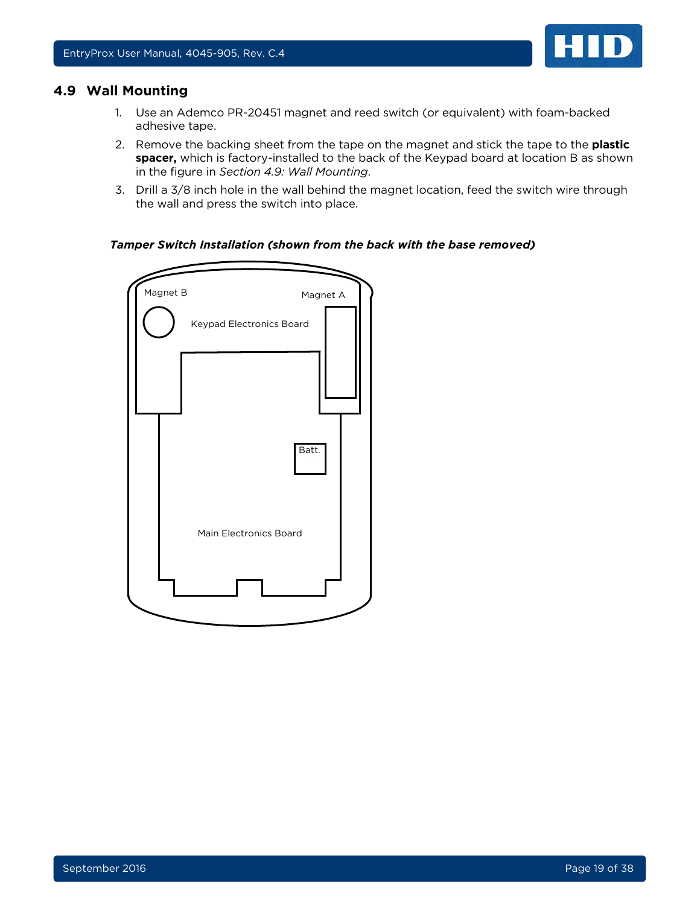## 4.9 Wall Mounting

1. Use an Ademco PR-20451 magnet and reed switch (or equivalent) with foam-backed adhesive tape.
2. Remove the backing sheet from the tape on the magnet and stick the tape to the **plastic spacer,** which is factory-installed to the back of the Keypad board at location B as shown in the figure in *Section 4.9: Wall Mounting*.
3. Drill a 3/8 inch hole in the wall behind the magnet location, feed the switch wire through the wall and press the switch into place.

***Tamper Switch Installation (shown from the back with the base removed)***

Magnet B

Magnet A

Keypad Electronics Board

Batt.

Main Electronics Board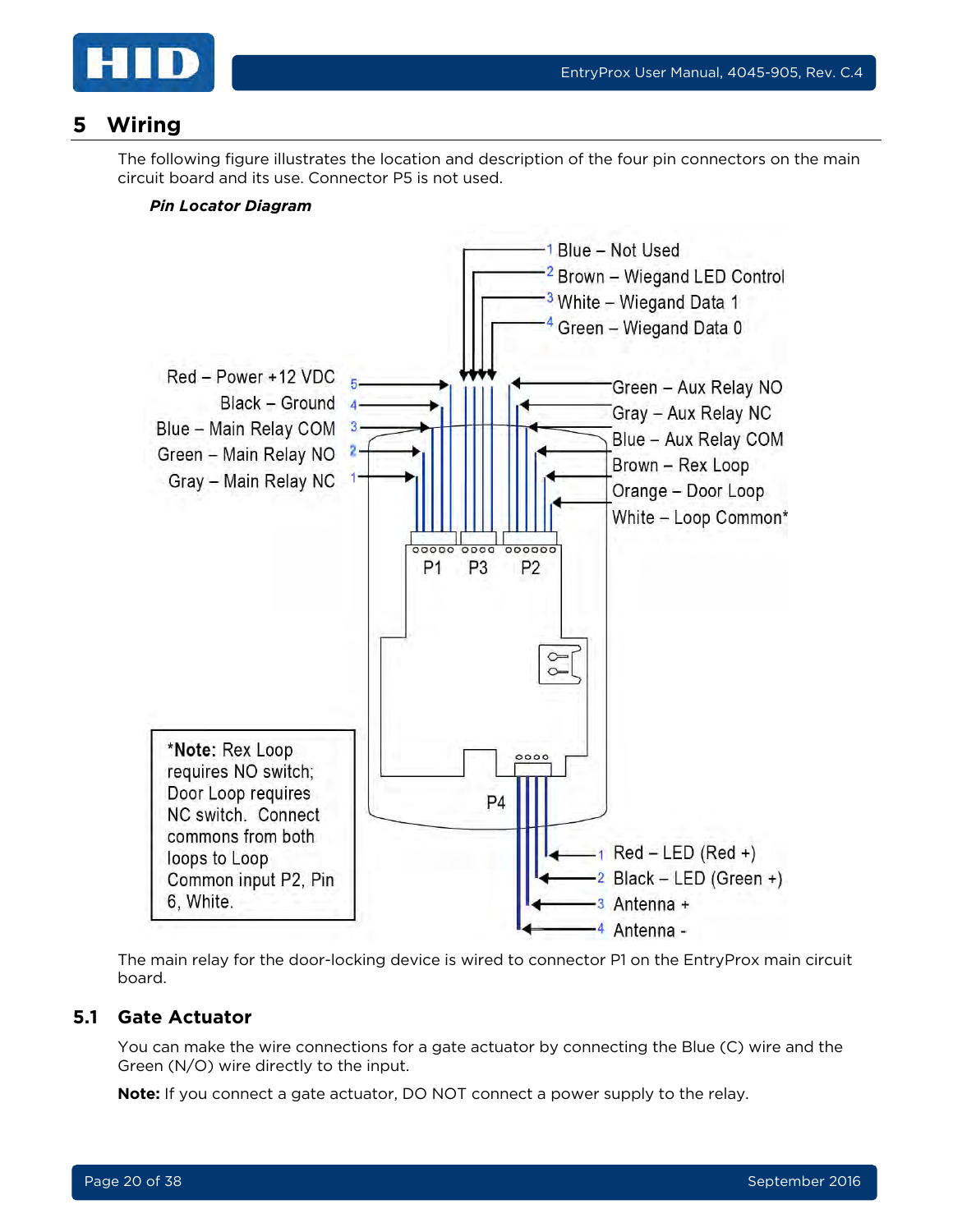# 5 Wiring

The following figure illustrates the location and description of the four pin connectors on the main circuit board and its use. Connector P5 is not used.

***Pin Locator Diagram***

P3:
1 Blue – Not Used
2 Brown – Wiegand LED Control
3 White – Wiegand Data 1
4 Green – Wiegand Data 0

P1:
5 Red – Power +12 VDC
4 Black – Ground
3 Blue – Main Relay COM
2 Green – Main Relay NO
1 Gray – Main Relay NC

P2:
Green – Aux Relay NO
Gray – Aux Relay NC
Blue – Aux Relay COM
Brown – Rex Loop
Orange – Door Loop
White – Loop Common*

P4:
1 Red – LED (Red +)
2 Black – LED (Green +)
3 Antenna +
4 Antenna -

***Note:** Rex Loop requires NO switch; Door Loop requires NC switch. Connect commons from both loops to Loop Common input P2, Pin 6, White.

The main relay for the door-locking device is wired to connector P1 on the EntryProx main circuit board.

## 5.1 Gate Actuator

You can make the wire connections for a gate actuator by connecting the Blue (C) wire and the Green (N/O) wire directly to the input.

**Note:** If you connect a gate actuator, DO NOT connect a power supply to the relay.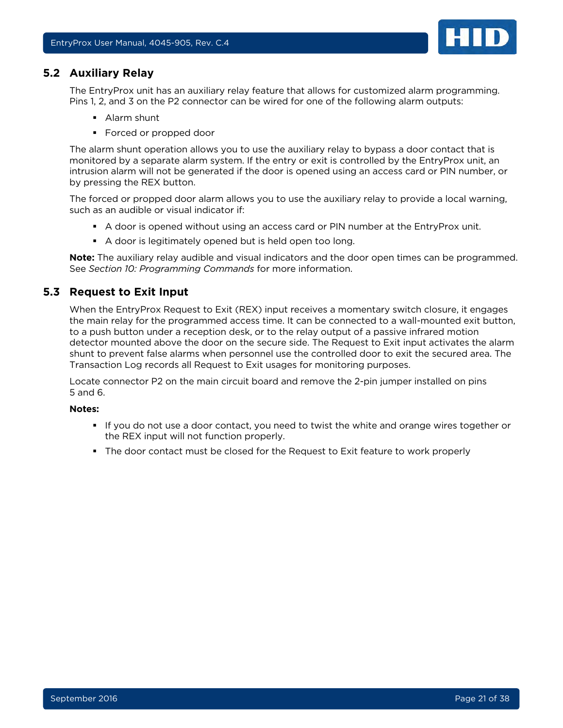## 5.2 Auxiliary Relay

The EntryProx unit has an auxiliary relay feature that allows for customized alarm programming. Pins 1, 2, and 3 on the P2 connector can be wired for one of the following alarm outputs:

- Alarm shunt
- Forced or propped door

The alarm shunt operation allows you to use the auxiliary relay to bypass a door contact that is monitored by a separate alarm system. If the entry or exit is controlled by the EntryProx unit, an intrusion alarm will not be generated if the door is opened using an access card or PIN number, or by pressing the REX button.

The forced or propped door alarm allows you to use the auxiliary relay to provide a local warning, such as an audible or visual indicator if:

- A door is opened without using an access card or PIN number at the EntryProx unit.
- A door is legitimately opened but is held open too long.

**Note:** The auxiliary relay audible and visual indicators and the door open times can be programmed. See *Section 10: Programming Commands* for more information.

## 5.3 Request to Exit Input

When the EntryProx Request to Exit (REX) input receives a momentary switch closure, it engages the main relay for the programmed access time. It can be connected to a wall-mounted exit button, to a push button under a reception desk, or to the relay output of a passive infrared motion detector mounted above the door on the secure side. The Request to Exit input activates the alarm shunt to prevent false alarms when personnel use the controlled door to exit the secured area. The Transaction Log records all Request to Exit usages for monitoring purposes.

Locate connector P2 on the main circuit board and remove the 2-pin jumper installed on pins 5 and 6.

**Notes:**

- If you do not use a door contact, you need to twist the white and orange wires together or the REX input will not function properly.
- The door contact must be closed for the Request to Exit feature to work properly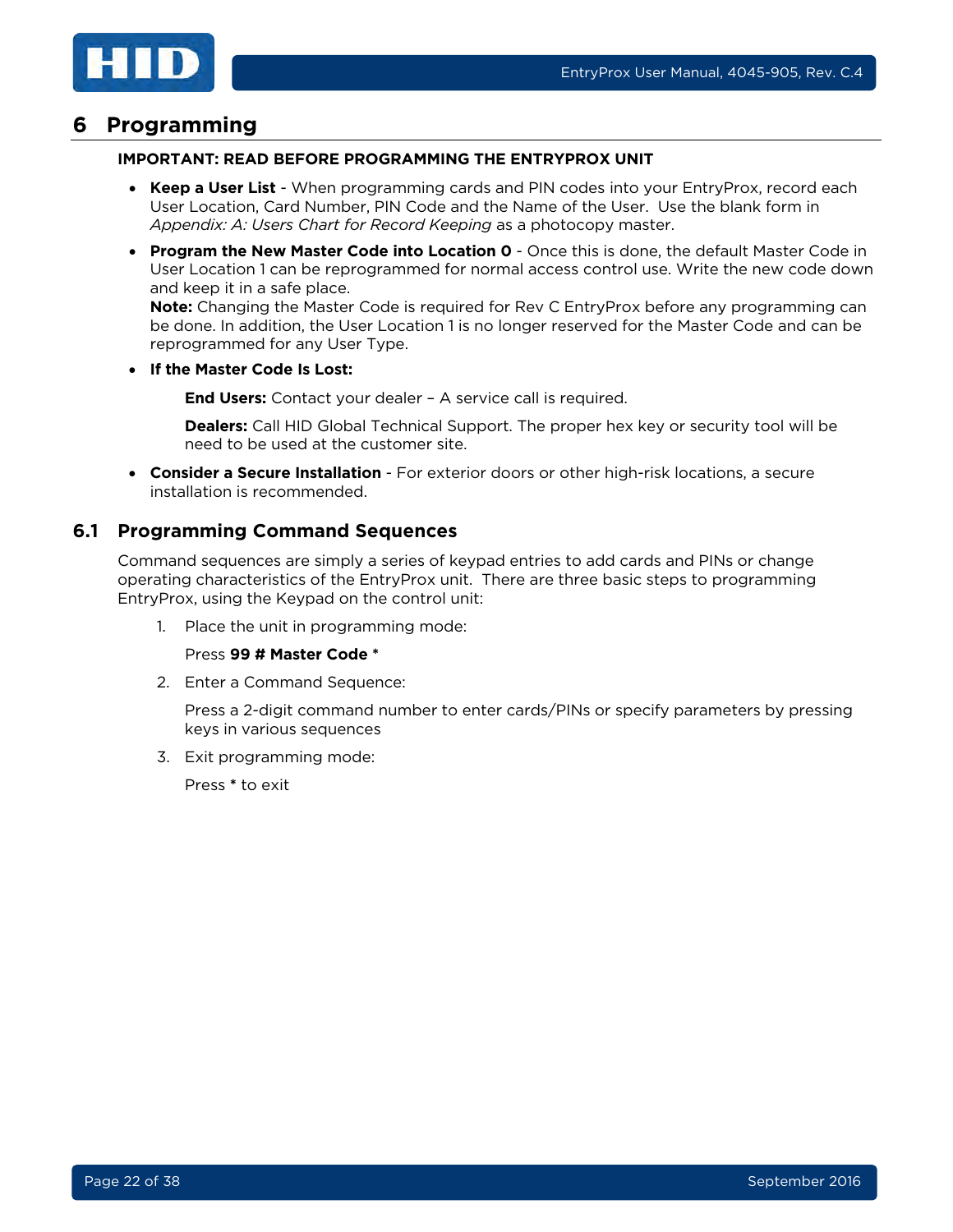# 6 Programming

**IMPORTANT: READ BEFORE PROGRAMMING THE ENTRYPROX UNIT**

- **Keep a User List** - When programming cards and PIN codes into your EntryProx, record each User Location, Card Number, PIN Code and the Name of the User. Use the blank form in *Appendix: A: Users Chart for Record Keeping* as a photocopy master.
- **Program the New Master Code into Location 0** - Once this is done, the default Master Code in User Location 1 can be reprogrammed for normal access control use. Write the new code down and keep it in a safe place.
  **Note:** Changing the Master Code is required for Rev C EntryProx before any programming can be done. In addition, the User Location 1 is no longer reserved for the Master Code and can be reprogrammed for any User Type.
- **If the Master Code Is Lost:**

  **End Users:** Contact your dealer – A service call is required.

  **Dealers:** Call HID Global Technical Support. The proper hex key or security tool will be need to be used at the customer site.
- **Consider a Secure Installation** - For exterior doors or other high-risk locations, a secure installation is recommended.

## 6.1 Programming Command Sequences

Command sequences are simply a series of keypad entries to add cards and PINs or change operating characteristics of the EntryProx unit. There are three basic steps to programming EntryProx, using the Keypad on the control unit:

1. Place the unit in programming mode:

   Press **99 # Master Code ***

2. Enter a Command Sequence:

   Press a 2-digit command number to enter cards/PINs or specify parameters by pressing keys in various sequences

3. Exit programming mode:

   Press **\*** to exit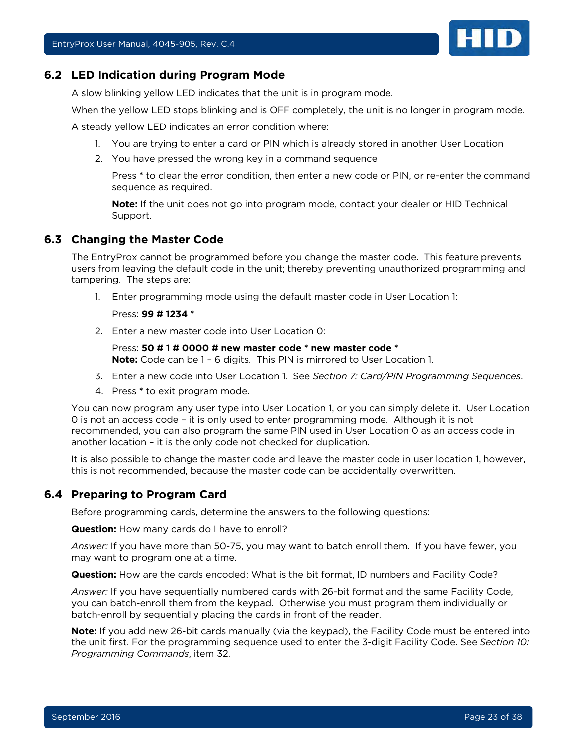## 6.2 LED Indication during Program Mode

A slow blinking yellow LED indicates that the unit is in program mode.

When the yellow LED stops blinking and is OFF completely, the unit is no longer in program mode.

A steady yellow LED indicates an error condition where:

1. You are trying to enter a card or PIN which is already stored in another User Location
2. You have pressed the wrong key in a command sequence

   Press **\*** to clear the error condition, then enter a new code or PIN, or re-enter the command sequence as required.

   **Note:** If the unit does not go into program mode, contact your dealer or HID Technical Support.

## 6.3 Changing the Master Code

The EntryProx cannot be programmed before you change the master code. This feature prevents users from leaving the default code in the unit; thereby preventing unauthorized programming and tampering. The steps are:

1. Enter programming mode using the default master code in User Location 1:

   Press: **99 # 1234 \***

2. Enter a new master code into User Location 0:

   Press: **50 # 1 # 0000 # new master code \* new master code \***
   **Note:** Code can be 1 – 6 digits. This PIN is mirrored to User Location 1.

3. Enter a new code into User Location 1. See *Section 7: Card/PIN Programming Sequences*.
4. Press **\*** to exit program mode.

You can now program any user type into User Location 1, or you can simply delete it. User Location 0 is not an access code – it is only used to enter programming mode. Although it is not recommended, you can also program the same PIN used in User Location 0 as an access code in another location – it is the only code not checked for duplication.

It is also possible to change the master code and leave the master code in user location 1, however, this is not recommended, because the master code can be accidentally overwritten.

## 6.4 Preparing to Program Card

Before programming cards, determine the answers to the following questions:

**Question:** How many cards do I have to enroll?

*Answer:* If you have more than 50-75, you may want to batch enroll them. If you have fewer, you may want to program one at a time.

**Question:** How are the cards encoded: What is the bit format, ID numbers and Facility Code?

*Answer:* If you have sequentially numbered cards with 26-bit format and the same Facility Code, you can batch-enroll them from the keypad. Otherwise you must program them individually or batch-enroll by sequentially placing the cards in front of the reader.

**Note:** If you add new 26-bit cards manually (via the keypad), the Facility Code must be entered into the unit first. For the programming sequence used to enter the 3-digit Facility Code. See *Section 10: Programming Commands*, item 32.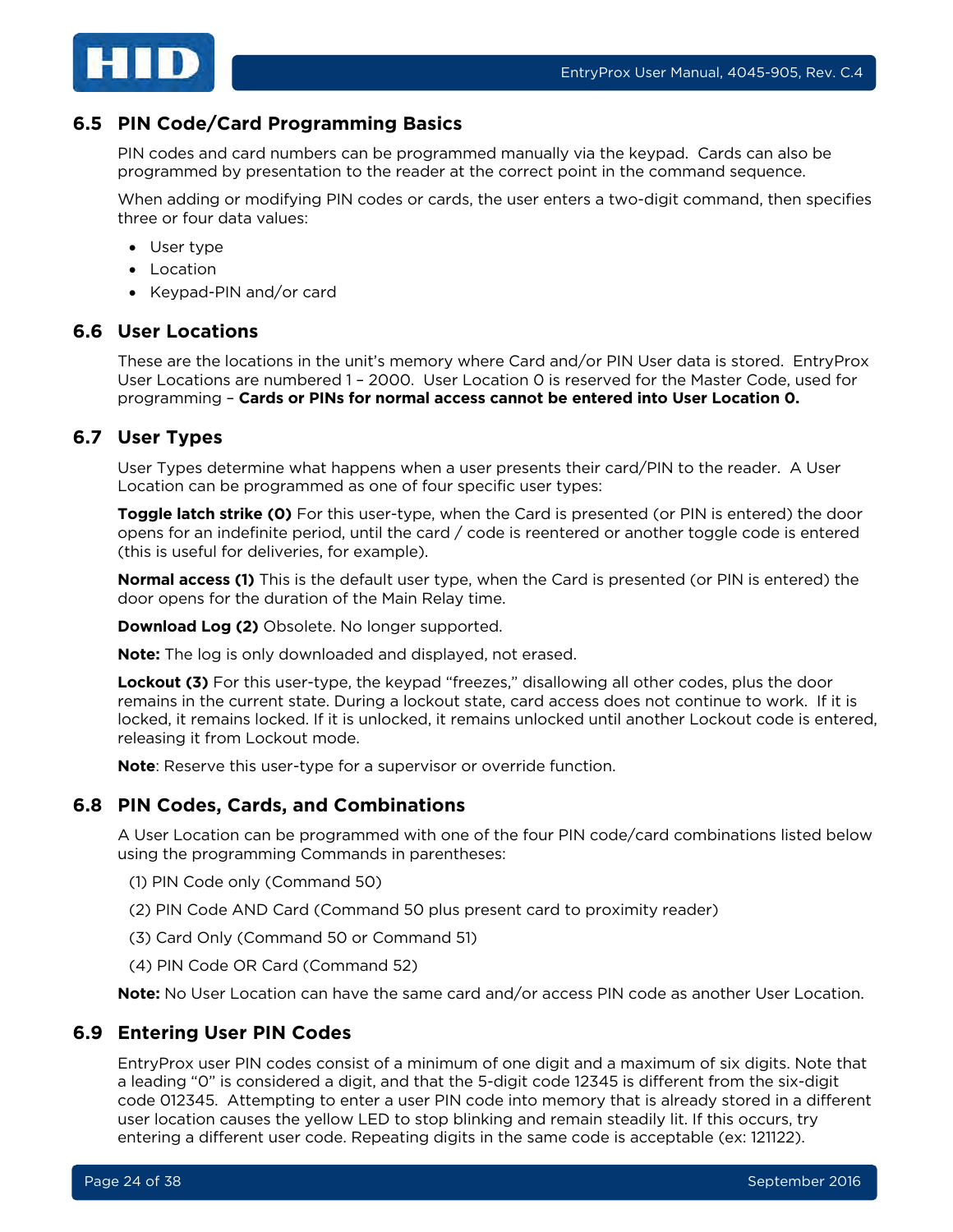## 6.5 PIN Code/Card Programming Basics

PIN codes and card numbers can be programmed manually via the keypad. Cards can also be programmed by presentation to the reader at the correct point in the command sequence.

When adding or modifying PIN codes or cards, the user enters a two-digit command, then specifies three or four data values:

- User type
- Location
- Keypad-PIN and/or card

## 6.6 User Locations

These are the locations in the unit's memory where Card and/or PIN User data is stored. EntryProx User Locations are numbered 1 – 2000. User Location 0 is reserved for the Master Code, used for programming – **Cards or PINs for normal access cannot be entered into User Location 0.**

## 6.7 User Types

User Types determine what happens when a user presents their card/PIN to the reader. A User Location can be programmed as one of four specific user types:

**Toggle latch strike (0)** For this user-type, when the Card is presented (or PIN is entered) the door opens for an indefinite period, until the card / code is reentered or another toggle code is entered (this is useful for deliveries, for example).

**Normal access (1)** This is the default user type, when the Card is presented (or PIN is entered) the door opens for the duration of the Main Relay time.

**Download Log (2)** Obsolete. No longer supported.

**Note:** The log is only downloaded and displayed, not erased.

**Lockout (3)** For this user-type, the keypad "freezes," disallowing all other codes, plus the door remains in the current state. During a lockout state, card access does not continue to work. If it is locked, it remains locked. If it is unlocked, it remains unlocked until another Lockout code is entered, releasing it from Lockout mode.

**Note**: Reserve this user-type for a supervisor or override function.

## 6.8 PIN Codes, Cards, and Combinations

A User Location can be programmed with one of the four PIN code/card combinations listed below using the programming Commands in parentheses:

(1) PIN Code only (Command 50)

(2) PIN Code AND Card (Command 50 plus present card to proximity reader)

(3) Card Only (Command 50 or Command 51)

(4) PIN Code OR Card (Command 52)

**Note:** No User Location can have the same card and/or access PIN code as another User Location.

## 6.9 Entering User PIN Codes

EntryProx user PIN codes consist of a minimum of one digit and a maximum of six digits. Note that a leading "0" is considered a digit, and that the 5-digit code 12345 is different from the six-digit code 012345. Attempting to enter a user PIN code into memory that is already stored in a different user location causes the yellow LED to stop blinking and remain steadily lit. If this occurs, try entering a different user code. Repeating digits in the same code is acceptable (ex: 121122).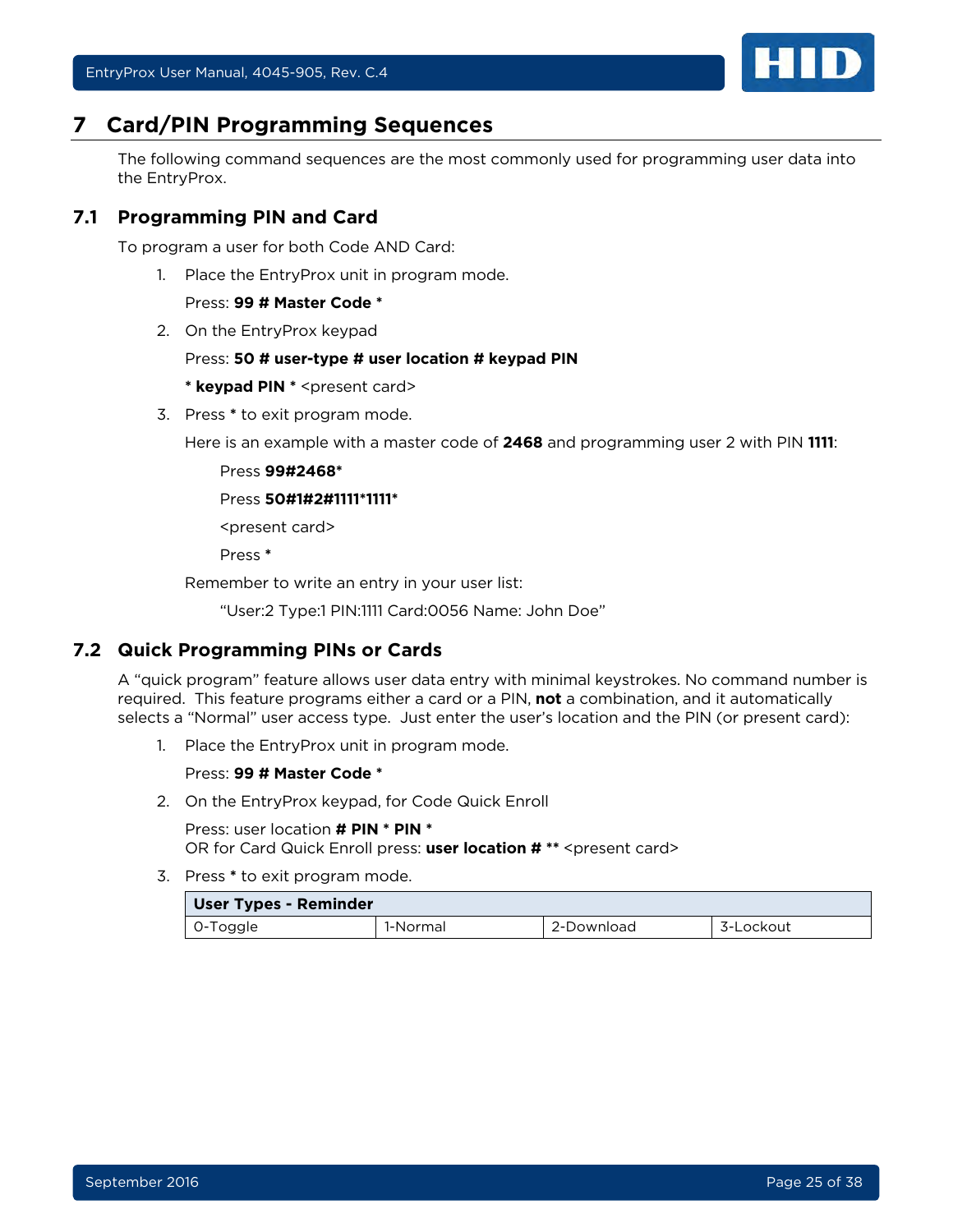# 7 Card/PIN Programming Sequences

The following command sequences are the most commonly used for programming user data into the EntryProx.

## 7.1 Programming PIN and Card

To program a user for both Code AND Card:

1. Place the EntryProx unit in program mode.

   Press: **99 # Master Code ***

2. On the EntryProx keypad

   Press: **50 # user-type # user location # keypad PIN**

   *** keypad PIN *** <present card>

3. Press * to exit program mode.

   Here is an example with a master code of **2468** and programming user 2 with PIN **1111**:

   Press **99#2468***

   Press **50#1#2#1111*1111***

   <present card>

   Press *

   Remember to write an entry in your user list:

   "User:2 Type:1 PIN:1111 Card:0056 Name: John Doe"

## 7.2 Quick Programming PINs or Cards

A "quick program" feature allows user data entry with minimal keystrokes. No command number is required. This feature programs either a card or a PIN, **not** a combination, and it automatically selects a "Normal" user access type. Just enter the user's location and the PIN (or present card):

1. Place the EntryProx unit in program mode.

   Press: **99 # Master Code ***

2. On the EntryProx keypad, for Code Quick Enroll

   Press: user location **# PIN * PIN ***
   OR for Card Quick Enroll press: **user location # **** <present card>

3. Press * to exit program mode.

| User Types - Reminder | | | |
|---|---|---|---|
| 0-Toggle | 1-Normal | 2-Download | 3-Lockout |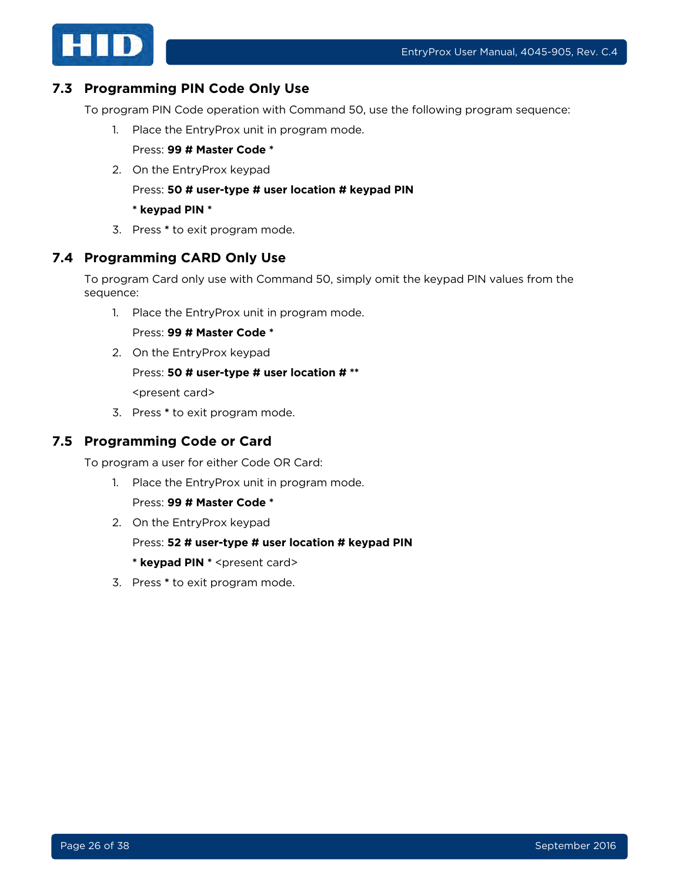## 7.3 Programming PIN Code Only Use

To program PIN Code operation with Command 50, use the following program sequence:

1. Place the EntryProx unit in program mode.

   Press: **99 # Master Code ***

2. On the EntryProx keypad

   Press: **50 # user-type # user location # keypad PIN**

   *** keypad PIN ***

3. Press * to exit program mode.

## 7.4 Programming CARD Only Use

To program Card only use with Command 50, simply omit the keypad PIN values from the sequence:

1. Place the EntryProx unit in program mode.

   Press: **99 # Master Code ***

2. On the EntryProx keypad

   Press: **50 # user-type # user location # ****

   <present card>

3. Press * to exit program mode.

## 7.5 Programming Code or Card

To program a user for either Code OR Card:

1. Place the EntryProx unit in program mode.

   Press: **99 # Master Code ***

2. On the EntryProx keypad

   Press: **52 # user-type # user location # keypad PIN**

   *** keypad PIN *** <present card>

3. Press * to exit program mode.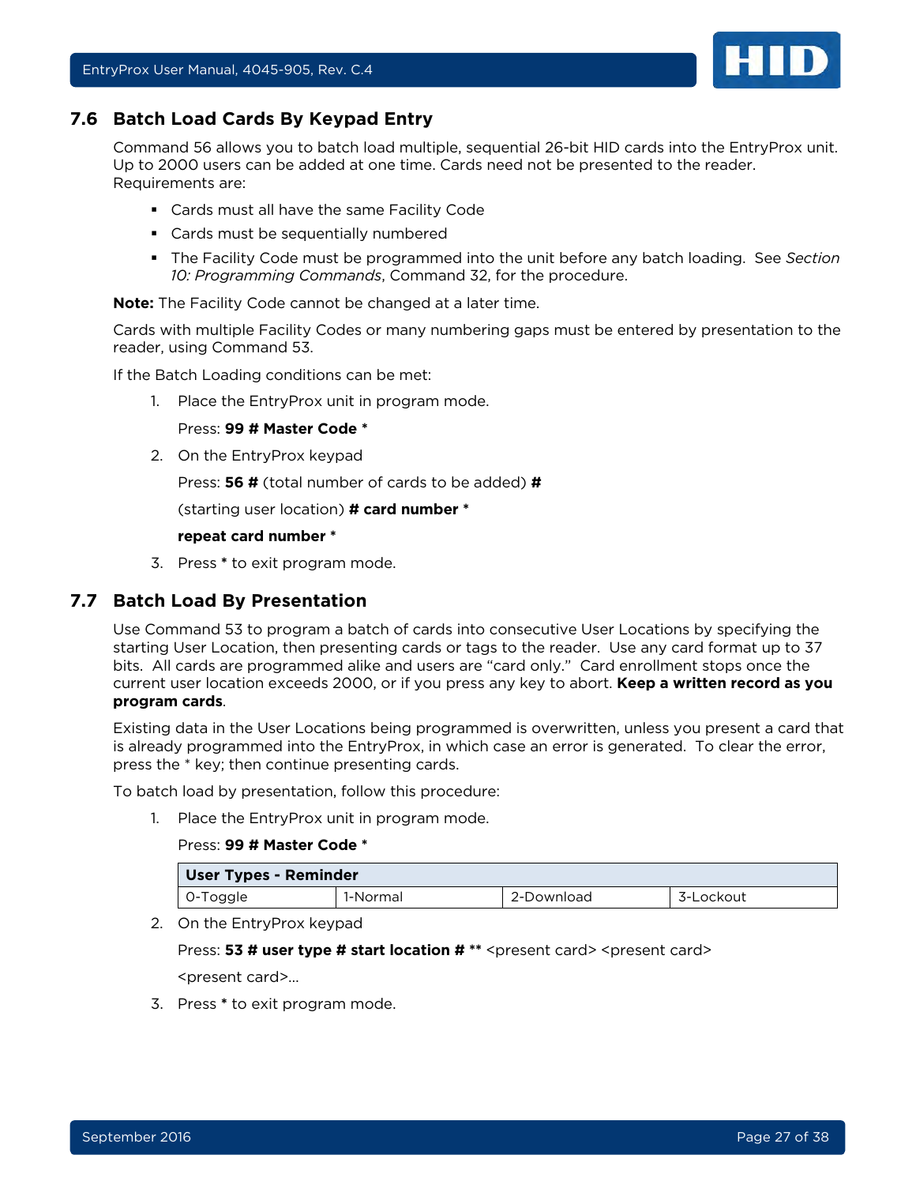## 7.6 Batch Load Cards By Keypad Entry

Command 56 allows you to batch load multiple, sequential 26-bit HID cards into the EntryProx unit. Up to 2000 users can be added at one time. Cards need not be presented to the reader. Requirements are:

- Cards must all have the same Facility Code
- Cards must be sequentially numbered
- The Facility Code must be programmed into the unit before any batch loading. See *Section 10: Programming Commands*, Command 32, for the procedure.

**Note:** The Facility Code cannot be changed at a later time.

Cards with multiple Facility Codes or many numbering gaps must be entered by presentation to the reader, using Command 53.

If the Batch Loading conditions can be met:

1. Place the EntryProx unit in program mode.

   Press: **99 # Master Code ***

2. On the EntryProx keypad

   Press: **56 #** (total number of cards to be added) **#**

   (starting user location) **# card number ***

   **repeat card number ***

3. Press ***** to exit program mode.

## 7.7 Batch Load By Presentation

Use Command 53 to program a batch of cards into consecutive User Locations by specifying the starting User Location, then presenting cards or tags to the reader. Use any card format up to 37 bits. All cards are programmed alike and users are "card only." Card enrollment stops once the current user location exceeds 2000, or if you press any key to abort. **Keep a written record as you program cards**.

Existing data in the User Locations being programmed is overwritten, unless you present a card that is already programmed into the EntryProx, in which case an error is generated. To clear the error, press the * key; then continue presenting cards.

To batch load by presentation, follow this procedure:

1. Place the EntryProx unit in program mode.

   Press: **99 # Master Code ***

   | User Types - Reminder | | | |
   |---|---|---|---|
   | 0-Toggle | 1-Normal | 2-Download | 3-Lockout |

2. On the EntryProx keypad

   Press: **53 # user type # start location # **** <present card> <present card>

   <present card>...

3. Press ***** to exit program mode.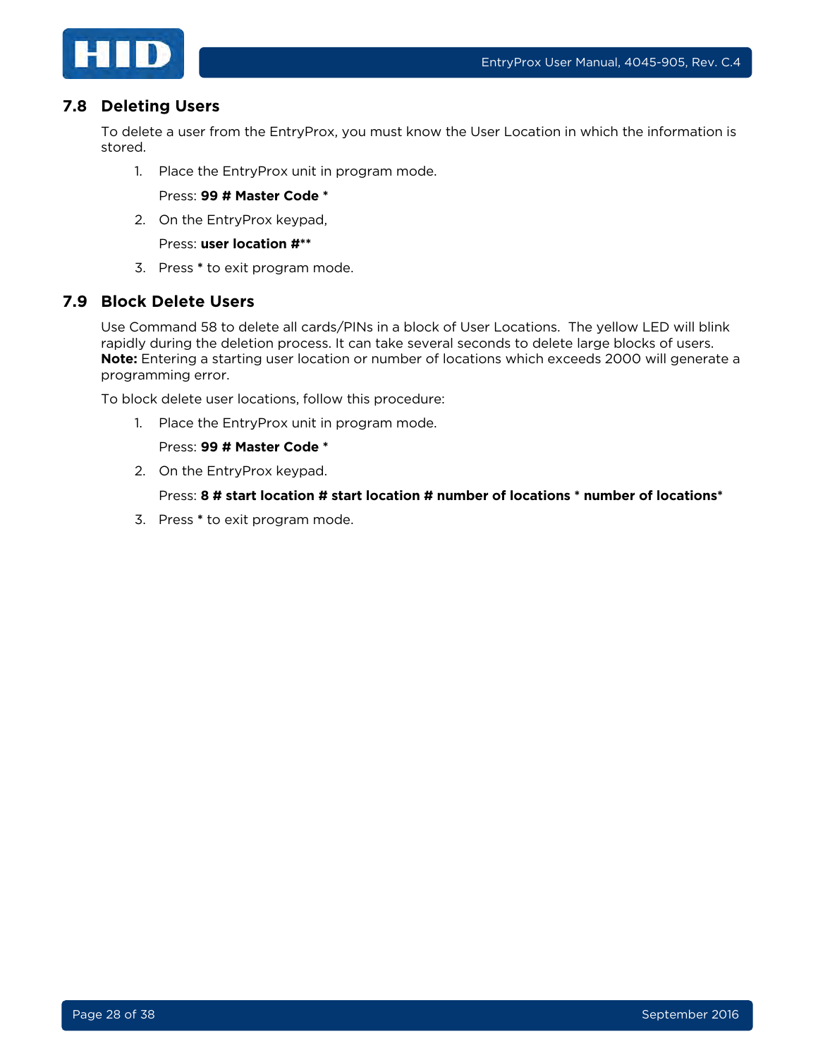## 7.8 Deleting Users

To delete a user from the EntryProx, you must know the User Location in which the information is stored.

1. Place the EntryProx unit in program mode.

   Press: **99 # Master Code ***

2. On the EntryProx keypad,

   Press: **user location #****

3. Press * to exit program mode.

## 7.9 Block Delete Users

Use Command 58 to delete all cards/PINs in a block of User Locations. The yellow LED will blink rapidly during the deletion process. It can take several seconds to delete large blocks of users. **Note:** Entering a starting user location or number of locations which exceeds 2000 will generate a programming error.

To block delete user locations, follow this procedure:

1. Place the EntryProx unit in program mode.

   Press: **99 # Master Code ***

2. On the EntryProx keypad.

   Press: **8 # start location # start location # number of locations * number of locations***

3. Press * to exit program mode.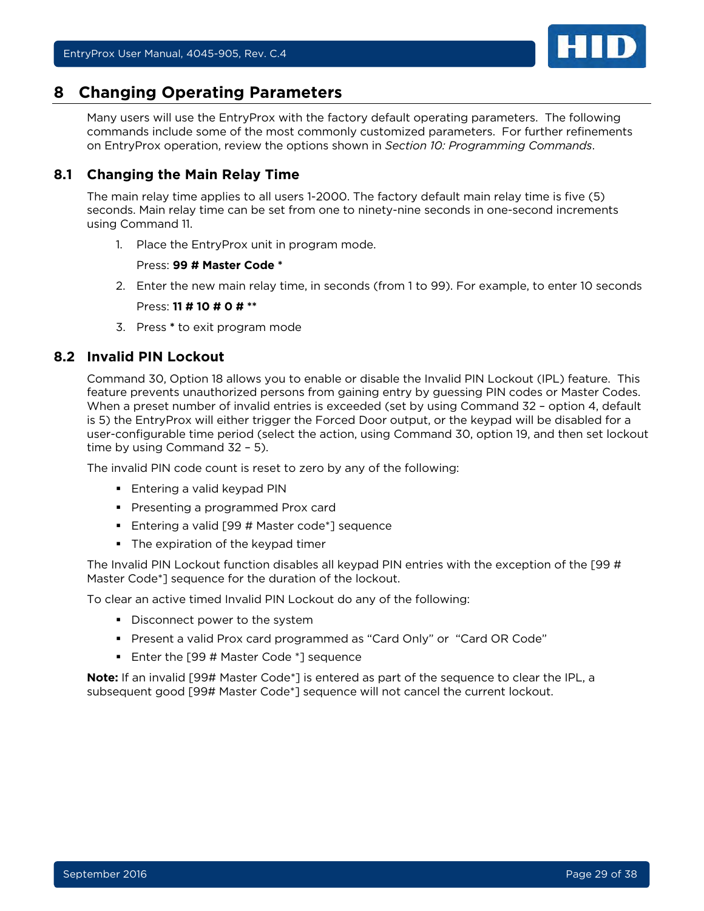# 8 Changing Operating Parameters

Many users will use the EntryProx with the factory default operating parameters. The following commands include some of the most commonly customized parameters. For further refinements on EntryProx operation, review the options shown in *Section 10: Programming Commands*.

## 8.1 Changing the Main Relay Time

The main relay time applies to all users 1-2000. The factory default main relay time is five (5) seconds. Main relay time can be set from one to ninety-nine seconds in one-second increments using Command 11.

1. Place the EntryProx unit in program mode.

   Press: **99 # Master Code ***

2. Enter the new main relay time, in seconds (from 1 to 99). For example, to enter 10 seconds

   Press: **11 # 10 # 0 # ****

3. Press * to exit program mode

## 8.2 Invalid PIN Lockout

Command 30, Option 18 allows you to enable or disable the Invalid PIN Lockout (IPL) feature. This feature prevents unauthorized persons from gaining entry by guessing PIN codes or Master Codes. When a preset number of invalid entries is exceeded (set by using Command 32 – option 4, default is 5) the EntryProx will either trigger the Forced Door output, or the keypad will be disabled for a user-configurable time period (select the action, using Command 30, option 19, and then set lockout time by using Command 32 – 5).

The invalid PIN code count is reset to zero by any of the following:

- Entering a valid keypad PIN
- Presenting a programmed Prox card
- Entering a valid [99 # Master code*] sequence
- The expiration of the keypad timer

The Invalid PIN Lockout function disables all keypad PIN entries with the exception of the [99 # Master Code*] sequence for the duration of the lockout.

To clear an active timed Invalid PIN Lockout do any of the following:

- Disconnect power to the system
- Present a valid Prox card programmed as “Card Only” or “Card OR Code”
- Enter the [99 # Master Code *] sequence

**Note:** If an invalid [99# Master Code*] is entered as part of the sequence to clear the IPL, a subsequent good [99# Master Code*] sequence will not cancel the current lockout.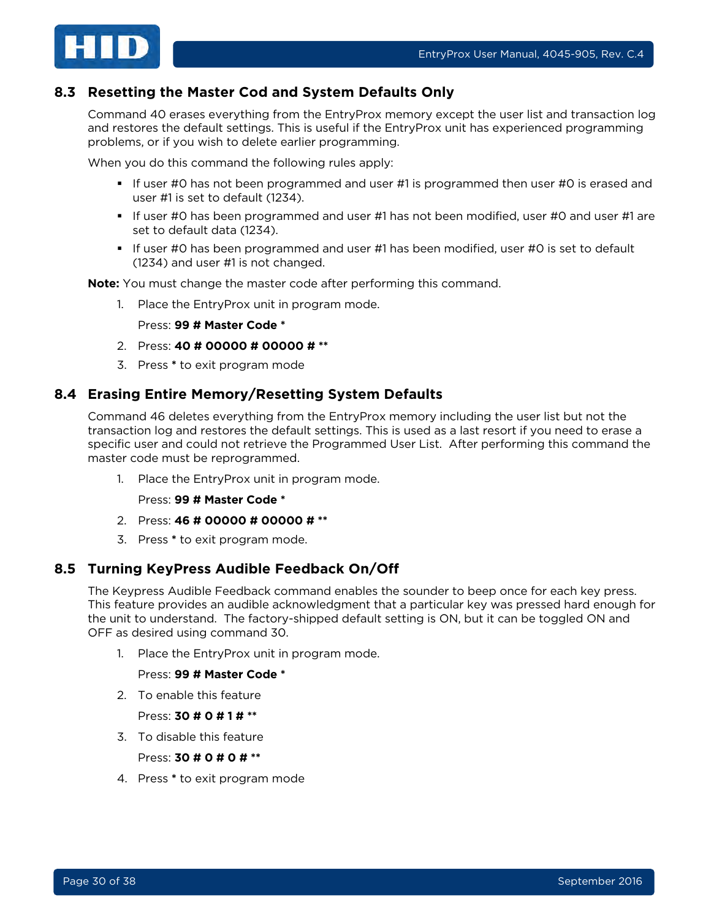## 8.3 Resetting the Master Cod and System Defaults Only

Command 40 erases everything from the EntryProx memory except the user list and transaction log and restores the default settings. This is useful if the EntryProx unit has experienced programming problems, or if you wish to delete earlier programming.

When you do this command the following rules apply:

- If user #0 has not been programmed and user #1 is programmed then user #0 is erased and user #1 is set to default (1234).
- If user #0 has been programmed and user #1 has not been modified, user #0 and user #1 are set to default data (1234).
- If user #0 has been programmed and user #1 has been modified, user #0 is set to default (1234) and user #1 is not changed.

**Note:** You must change the master code after performing this command.

1. Place the EntryProx unit in program mode.

   Press: **99 # Master Code ***

2. Press: **40 # 00000 # 00000 # ****
3. Press * to exit program mode

## 8.4 Erasing Entire Memory/Resetting System Defaults

Command 46 deletes everything from the EntryProx memory including the user list but not the transaction log and restores the default settings. This is used as a last resort if you need to erase a specific user and could not retrieve the Programmed User List. After performing this command the master code must be reprogrammed.

1. Place the EntryProx unit in program mode.

   Press: **99 # Master Code ***

2. Press: **46 # 00000 # 00000 # ****
3. Press * to exit program mode.

## 8.5 Turning KeyPress Audible Feedback On/Off

The Keypress Audible Feedback command enables the sounder to beep once for each key press. This feature provides an audible acknowledgment that a particular key was pressed hard enough for the unit to understand. The factory-shipped default setting is ON, but it can be toggled ON and OFF as desired using command 30.

1. Place the EntryProx unit in program mode.

   Press: **99 # Master Code ***

2. To enable this feature

   Press: **30 # 0 # 1 # ****

3. To disable this feature

   Press: **30 # 0 # 0 # ****

4. Press * to exit program mode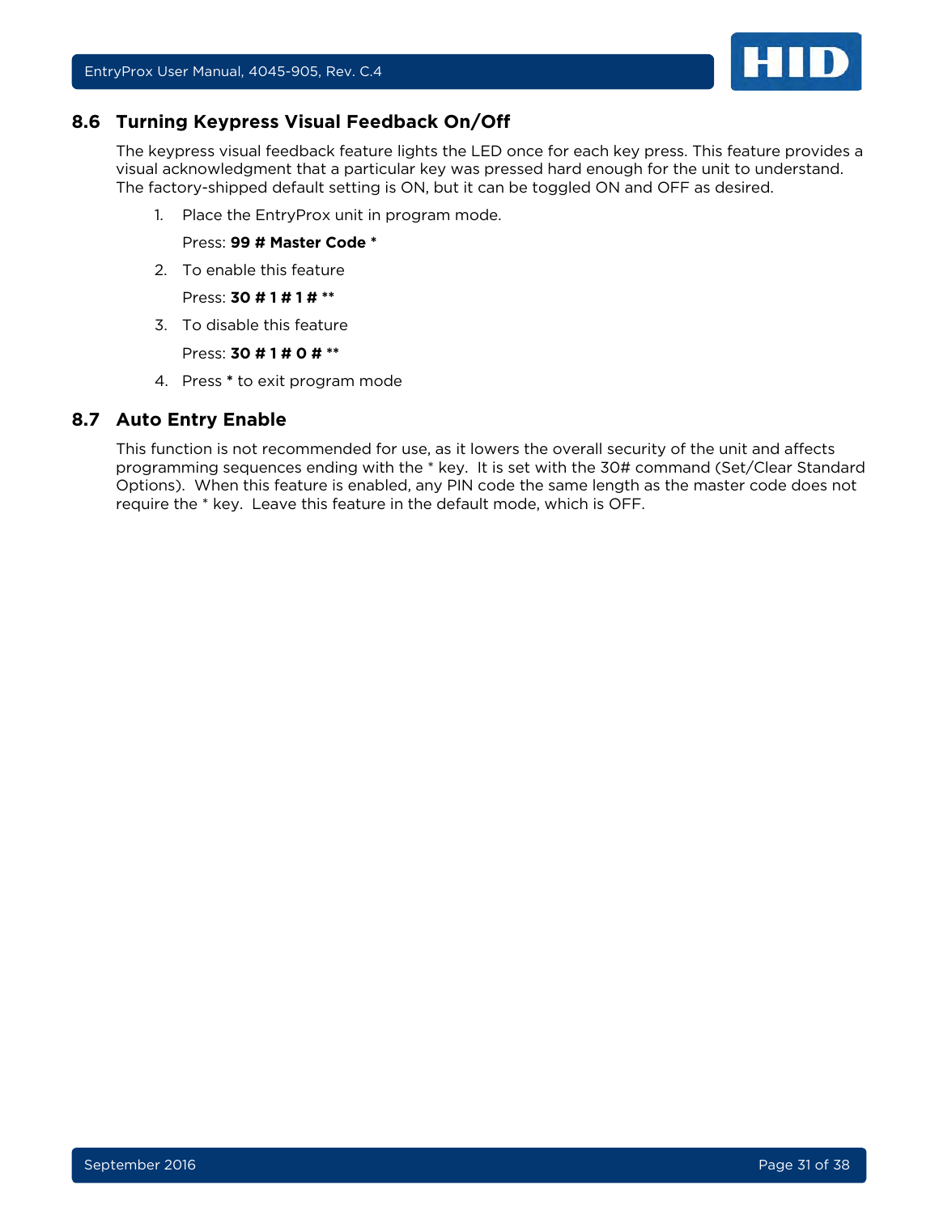## 8.6 Turning Keypress Visual Feedback On/Off

The keypress visual feedback feature lights the LED once for each key press. This feature provides a visual acknowledgment that a particular key was pressed hard enough for the unit to understand. The factory-shipped default setting is ON, but it can be toggled ON and OFF as desired.

1. Place the EntryProx unit in program mode.

   Press: **99 # Master Code ***

2. To enable this feature

   Press: **30 # 1 # 1 # ****

3. To disable this feature

   Press: **30 # 1 # 0 # ****

4. Press * to exit program mode

## 8.7 Auto Entry Enable

This function is not recommended for use, as it lowers the overall security of the unit and affects programming sequences ending with the * key. It is set with the 30# command (Set/Clear Standard Options). When this feature is enabled, any PIN code the same length as the master code does not require the * key. Leave this feature in the default mode, which is OFF.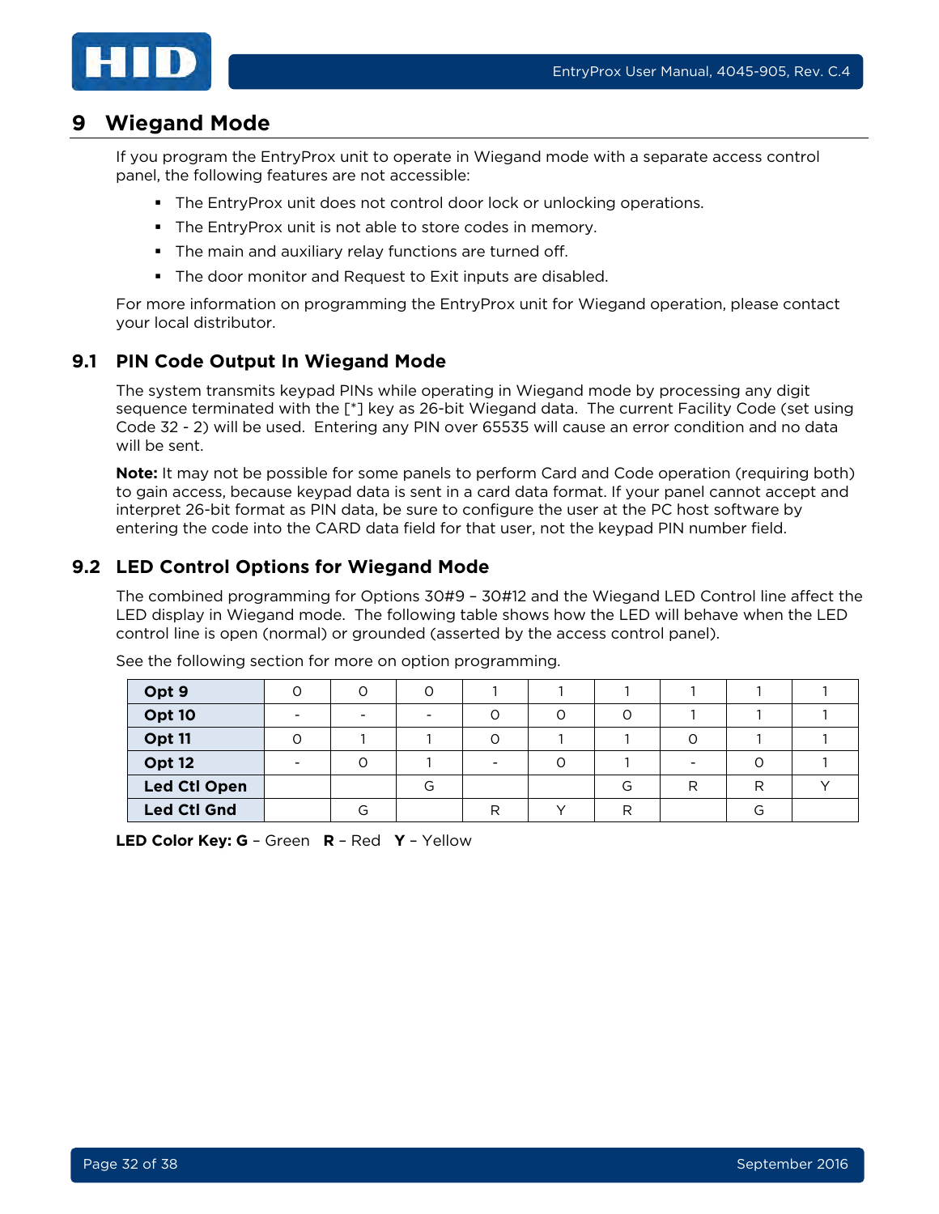# 9 Wiegand Mode

If you program the EntryProx unit to operate in Wiegand mode with a separate access control panel, the following features are not accessible:

- The EntryProx unit does not control door lock or unlocking operations.
- The EntryProx unit is not able to store codes in memory.
- The main and auxiliary relay functions are turned off.
- The door monitor and Request to Exit inputs are disabled.

For more information on programming the EntryProx unit for Wiegand operation, please contact your local distributor.

## 9.1 PIN Code Output In Wiegand Mode

The system transmits keypad PINs while operating in Wiegand mode by processing any digit sequence terminated with the [*] key as 26-bit Wiegand data. The current Facility Code (set using Code 32 - 2) will be used. Entering any PIN over 65535 will cause an error condition and no data will be sent.

**Note:** It may not be possible for some panels to perform Card and Code operation (requiring both) to gain access, because keypad data is sent in a card data format. If your panel cannot accept and interpret 26-bit format as PIN data, be sure to configure the user at the PC host software by entering the code into the CARD data field for that user, not the keypad PIN number field.

## 9.2 LED Control Options for Wiegand Mode

The combined programming for Options 30#9 – 30#12 and the Wiegand LED Control line affect the LED display in Wiegand mode. The following table shows how the LED will behave when the LED control line is open (normal) or grounded (asserted by the access control panel).

See the following section for more on option programming.

| **Opt 9** | 0 | 0 | 0 | 1 | 1 | 1 | 1 | 1 | 1 |
|---|---|---|---|---|---|---|---|---|---|
| **Opt 10** | - | - | - | 0 | 0 | 0 | 1 | 1 | 1 |
| **Opt 11** | 0 | 1 | 1 | 0 | 1 | 1 | 0 | 1 | 1 |
| **Opt 12** | - | 0 | 1 | - | 0 | 1 | - | 0 | 1 |
| **Led Ctl Open** | | | G | | | G | R | R | Y |
| **Led Ctl Gnd** | | G | | R | Y | R | | G | |

**LED Color Key: G** – Green **R** – Red **Y** – Yellow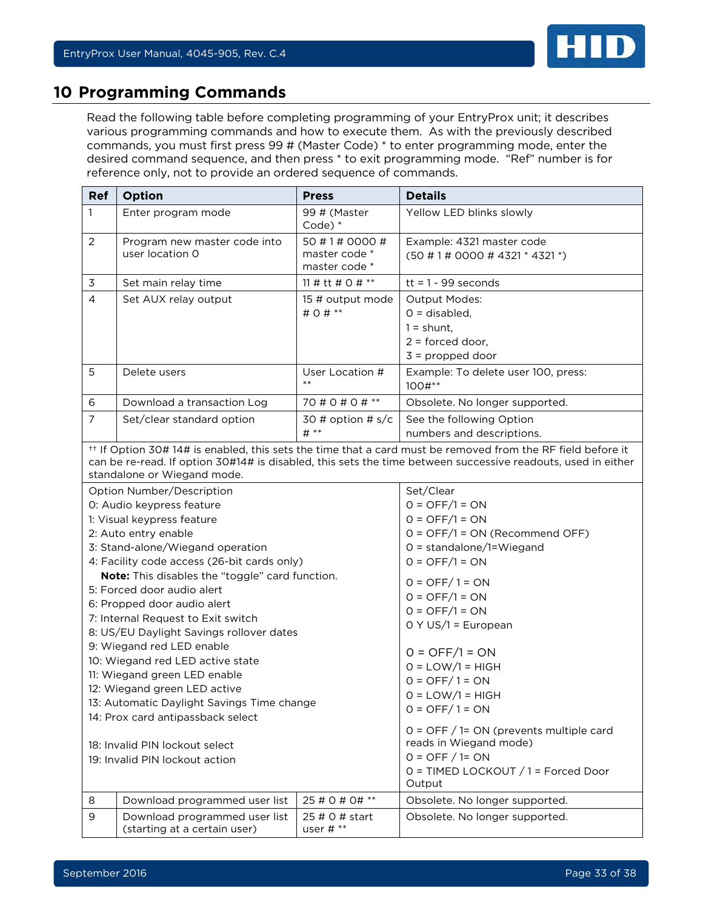# 10 Programming Commands

Read the following table before completing programming of your EntryProx unit; it describes various programming commands and how to execute them. As with the previously described commands, you must first press 99 # (Master Code) * to enter programming mode, enter the desired command sequence, and then press * to exit programming mode. "Ref" number is for reference only, not to provide an ordered sequence of commands.

| Ref | Option | Press | Details |
|---|---|---|---|
| 1 | Enter program mode | 99 # (Master Code) * | Yellow LED blinks slowly |
| 2 | Program new master code into user location 0 | 50 # 1 # 0000 # master code * master code * | Example: 4321 master code (50 # 1 # 0000 # 4321 * 4321 *) |
| 3 | Set main relay time | 11 # tt # 0 # ** | tt = 1 - 99 seconds |
| 4 | Set AUX relay output | 15 # output mode # 0 # ** | Output Modes:<br>0 = disabled,<br>1 = shunt,<br>2 = forced door,<br>3 = propped door |
| 5 | Delete users | User Location # ** | Example: To delete user 100, press: 100#** |
| 6 | Download a transaction Log | 70 # 0 # 0 # ** | Obsolete. No longer supported. |
| 7 | Set/clear standard option | 30 # option # s/c # ** | See the following Option numbers and descriptions. |
| †† If Option 30# 14# is enabled, this sets the time that a card must be removed from the RF field before it can be re-read. If option 30#14# is disabled, this sets the time between successive readouts, used in either standalone or Wiegand mode. | | | |
| Option Number/Description | | | Set/Clear |
| 0: Audio keypress feature | | | 0 = OFF/1 = ON |
| 1: Visual keypress feature | | | 0 = OFF/1 = ON |
| 2: Auto entry enable | | | 0 = OFF/1 = ON (Recommend OFF) |
| 3: Stand-alone/Wiegand operation | | | 0 = standalone/1=Wiegand |
| 4: Facility code access (26-bit cards only)<br>**Note:** This disables the "toggle" card function. | | | 0 = OFF/1 = ON |
| 5: Forced door audio alert | | | 0 = OFF/ 1 = ON |
| 6: Propped door audio alert | | | 0 = OFF/1 = ON |
| 7: Internal Request to Exit switch | | | 0 = OFF/1 = ON |
| 8: US/EU Daylight Savings rollover dates | | | 0 Y US/1 = European |
| 9: Wiegand red LED enable | | | 0 = OFF/1 = ON |
| 10: Wiegand red LED active state | | | 0 = LOW/1 = HIGH |
| 11: Wiegand green LED enable | | | 0 = OFF/ 1 = ON |
| 12: Wiegand green LED active | | | 0 = LOW/1 = HIGH |
| 13: Automatic Daylight Savings Time change | | | 0 = OFF/ 1 = ON |
| 14: Prox card antipassback select | | | 0 = OFF / 1= ON (prevents multiple card reads in Wiegand mode) |
| 18: Invalid PIN lockout select | | | 0 = OFF / 1= ON |
| 19: Invalid PIN lockout action | | | 0 = TIMED LOCKOUT / 1 = Forced Door Output |
| 8 | Download programmed user list | 25 # 0 # 0# ** | Obsolete. No longer supported. |
| 9 | Download programmed user list (starting at a certain user) | 25 # 0 # start user # ** | Obsolete. No longer supported. |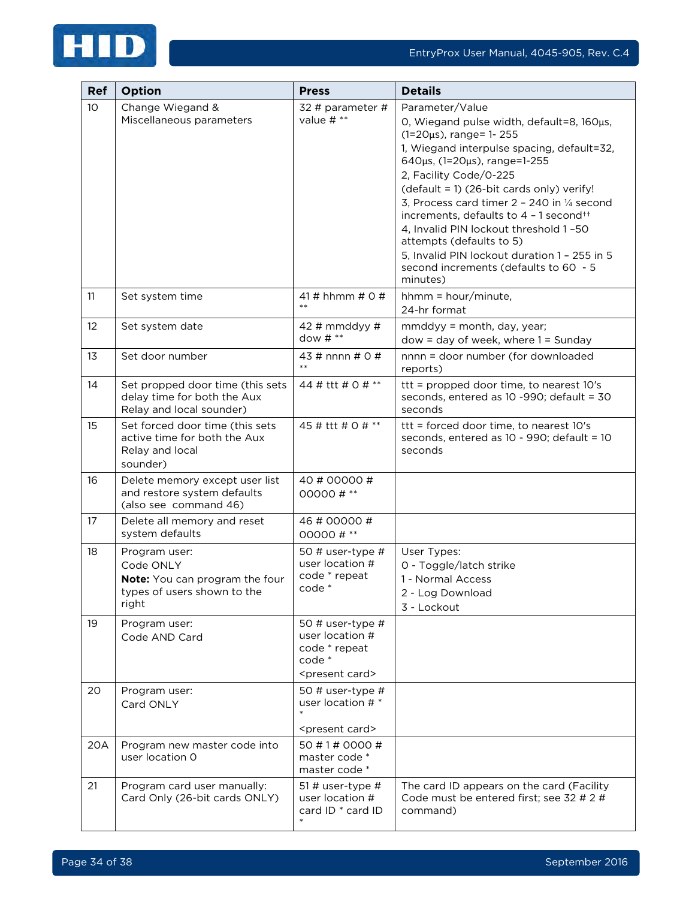| Ref | Option | Press | Details |
|---|---|---|---|
| 10 | Change Wiegand & Miscellaneous parameters | 32 # parameter # value # ** | Parameter/Value<br>0, Wiegand pulse width, default=8, 160µs, (1=20µs), range= 1- 255<br>1, Wiegand interpulse spacing, default=32, 640µs, (1=20µs), range=1-255<br>2, Facility Code/0-225<br>(default = 1) (26-bit cards only) verify!<br>3, Process card timer 2 – 240 in ¼ second increments, defaults to 4 – 1 second†† <br>4, Invalid PIN lockout threshold 1 –50 attempts (defaults to 5)<br>5, Invalid PIN lockout duration 1 – 255 in 5 second increments (defaults to 60 - 5 minutes) |
| 11 | Set system time | 41 # hhmm # 0 # ** | hhmm = hour/minute,<br>24-hr format |
| 12 | Set system date | 42 # mmddyy # dow # ** | mmddyy = month, day, year;<br>dow = day of week, where 1 = Sunday |
| 13 | Set door number | 43 # nnnn # 0 # ** | nnnn = door number (for downloaded reports) |
| 14 | Set propped door time (this sets delay time for both the Aux Relay and local sounder) | 44 # ttt # 0 # ** | ttt = propped door time, to nearest 10's seconds, entered as 10 -990; default = 30 seconds |
| 15 | Set forced door time (this sets active time for both the Aux Relay and local sounder) | 45 # ttt # 0 # ** | ttt = forced door time, to nearest 10's seconds, entered as 10 - 990; default = 10 seconds |
| 16 | Delete memory except user list and restore system defaults (also see command 46) | 40 # 00000 # 00000 # ** | |
| 17 | Delete all memory and reset system defaults | 46 # 00000 # 00000 # ** | |
| 18 | Program user:<br>Code ONLY<br>**Note:** You can program the four types of users shown to the right | 50 # user-type # user location # code * repeat code * | User Types:<br>0 - Toggle/latch strike<br>1 - Normal Access<br>2 - Log Download<br>3 - Lockout |
| 19 | Program user:<br>Code AND Card | 50 # user-type # user location # code * repeat code *<br><present card> | |
| 20 | Program user:<br>Card ONLY | 50 # user-type # user location # * *<br><present card> | |
| 20A | Program new master code into user location 0 | 50 # 1 # 0000 # master code * master code * | |
| 21 | Program card user manually: Card Only (26-bit cards ONLY) | 51 # user-type # user location # card ID * card ID * | The card ID appears on the card (Facility Code must be entered first; see 32 # 2 # command) |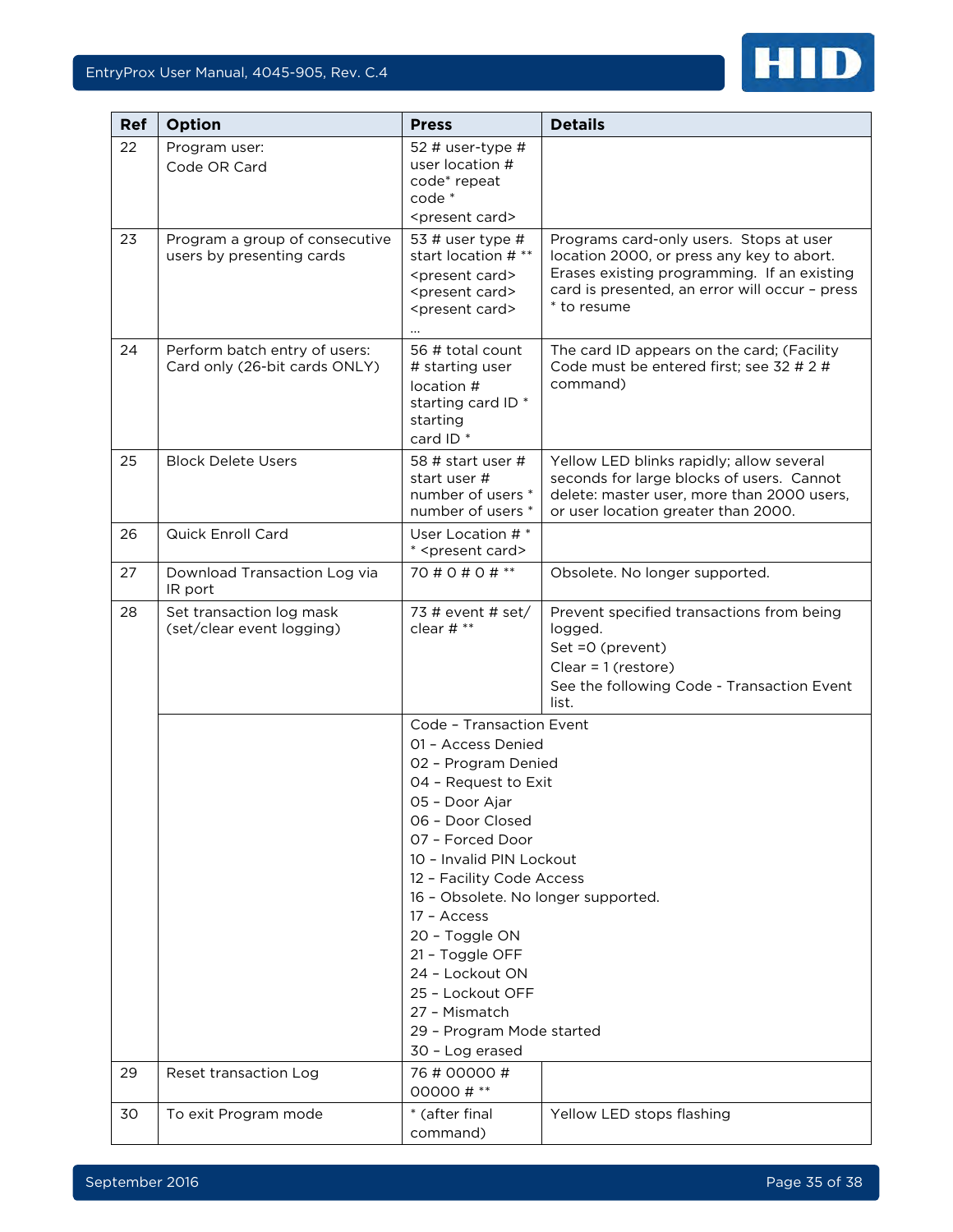| Ref | Option | Press | Details |
|---|---|---|---|
| 22 | Program user:<br>Code OR Card | 52 # user-type # user location # code* repeat code * <present card> | |
| 23 | Program a group of consecutive users by presenting cards | 53 # user type # start location # ** <present card> <present card> <present card> … | Programs card-only users. Stops at user location 2000, or press any key to abort. Erases existing programming. If an existing card is presented, an error will occur – press * to resume |
| 24 | Perform batch entry of users: Card only (26-bit cards ONLY) | 56 # total count # starting user location # starting card ID * starting card ID * | The card ID appears on the card; (Facility Code must be entered first; see 32 # 2 # command) |
| 25 | Block Delete Users | 58 # start user # start user # number of users * number of users * | Yellow LED blinks rapidly; allow several seconds for large blocks of users. Cannot delete: master user, more than 2000 users, or user location greater than 2000. |
| 26 | Quick Enroll Card | User Location # * * <present card> | |
| 27 | Download Transaction Log via IR port | 70 # 0 # 0 # ** | Obsolete. No longer supported. |
| 28 | Set transaction log mask (set/clear event logging) | 73 # event # set/ clear # ** | Prevent specified transactions from being logged.<br>Set =0 (prevent)<br>Clear = 1 (restore)<br>See the following Code - Transaction Event list. |
| | | Code – Transaction Event<br>01 – Access Denied<br>02 – Program Denied<br>04 – Request to Exit<br>05 – Door Ajar<br>06 – Door Closed<br>07 – Forced Door<br>10 – Invalid PIN Lockout<br>12 – Facility Code Access<br>16 – Obsolete. No longer supported.<br>17 – Access<br>20 – Toggle ON<br>21 – Toggle OFF<br>24 – Lockout ON<br>25 – Lockout OFF<br>27 – Mismatch<br>29 – Program Mode started<br>30 – Log erased | |
| 29 | Reset transaction Log | 76 # 00000 # 00000 # ** | |
| 30 | To exit Program mode | * (after final command) | Yellow LED stops flashing |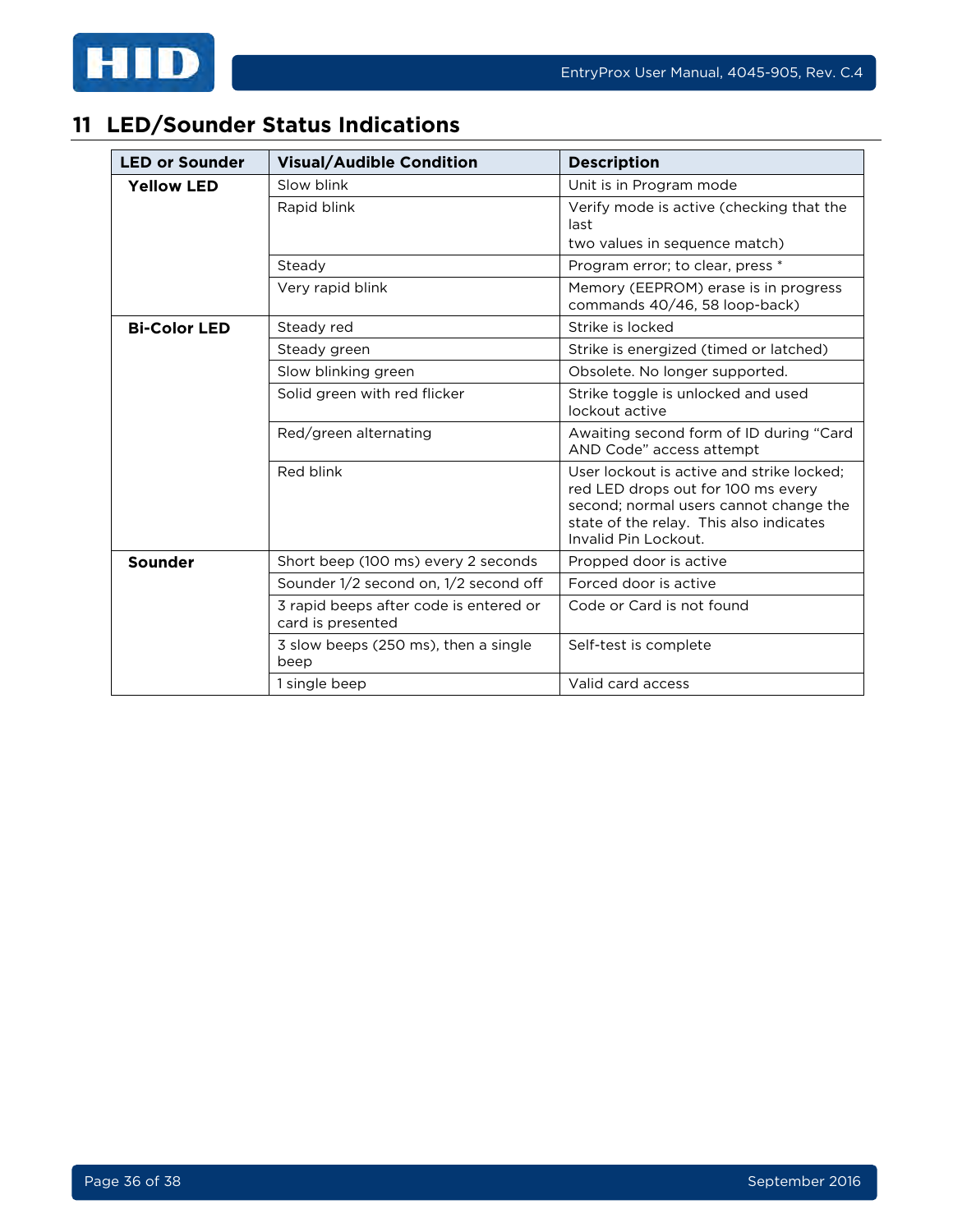# 11 LED/Sounder Status Indications

| LED or Sounder | Visual/Audible Condition | Description |
|---|---|---|
| **Yellow LED** | Slow blink | Unit is in Program mode |
| | Rapid blink | Verify mode is active (checking that the last two values in sequence match) |
| | Steady | Program error; to clear, press * |
| | Very rapid blink | Memory (EEPROM) erase is in progress commands 40/46, 58 loop-back) |
| **Bi-Color LED** | Steady red | Strike is locked |
| | Steady green | Strike is energized (timed or latched) |
| | Slow blinking green | Obsolete. No longer supported. |
| | Solid green with red flicker | Strike toggle is unlocked and used lockout active |
| | Red/green alternating | Awaiting second form of ID during “Card AND Code” access attempt |
| | Red blink | User lockout is active and strike locked; red LED drops out for 100 ms every second; normal users cannot change the state of the relay. This also indicates Invalid Pin Lockout. |
| **Sounder** | Short beep (100 ms) every 2 seconds | Propped door is active |
| | Sounder 1/2 second on, 1/2 second off | Forced door is active |
| | 3 rapid beeps after code is entered or card is presented | Code or Card is not found |
| | 3 slow beeps (250 ms), then a single beep | Self-test is complete |
| | 1 single beep | Valid card access |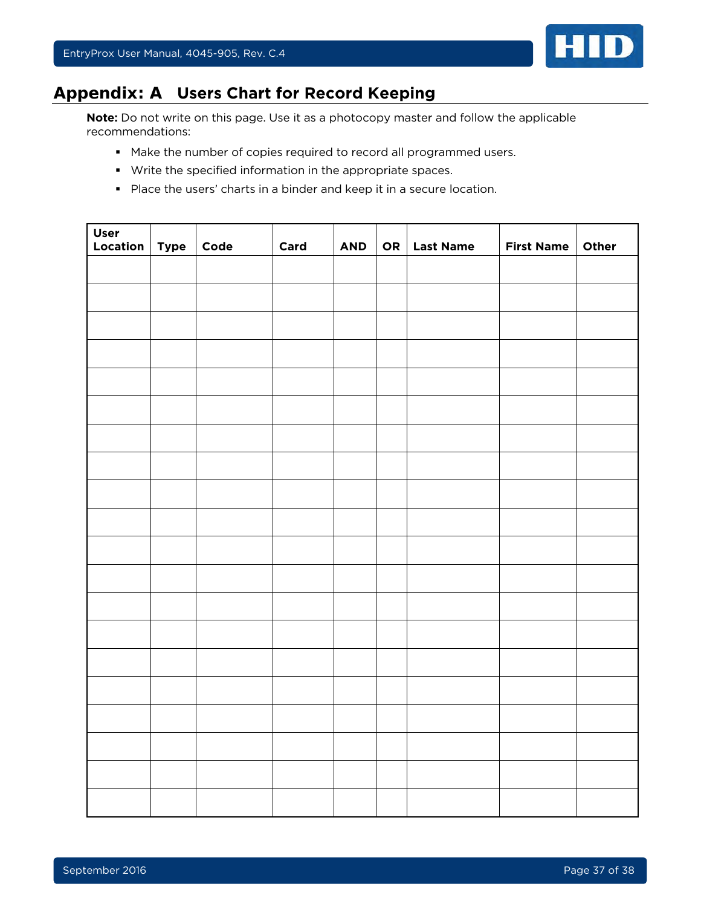# Appendix: A   Users Chart for Record Keeping

**Note:** Do not write on this page. Use it as a photocopy master and follow the applicable recommendations:

- Make the number of copies required to record all programmed users.
- Write the specified information in the appropriate spaces.
- Place the users' charts in a binder and keep it in a secure location.

| User Location | Type | Code | Card | AND | OR | Last Name | First Name | Other |
|---|---|---|---|---|---|---|---|---|
| | | | | | | | | |
| | | | | | | | | |
| | | | | | | | | |
| | | | | | | | | |
| | | | | | | | | |
| | | | | | | | | |
| | | | | | | | | |
| | | | | | | | | |
| | | | | | | | | |
| | | | | | | | | |
| | | | | | | | | |
| | | | | | | | | |
| | | | | | | | | |
| | | | | | | | | |
| | | | | | | | | |
| | | | | | | | | |
| | | | | | | | | |
| | | | | | | | | |
| | | | | | | | | |
| | | | | | | | | |
| | | | | | | | | |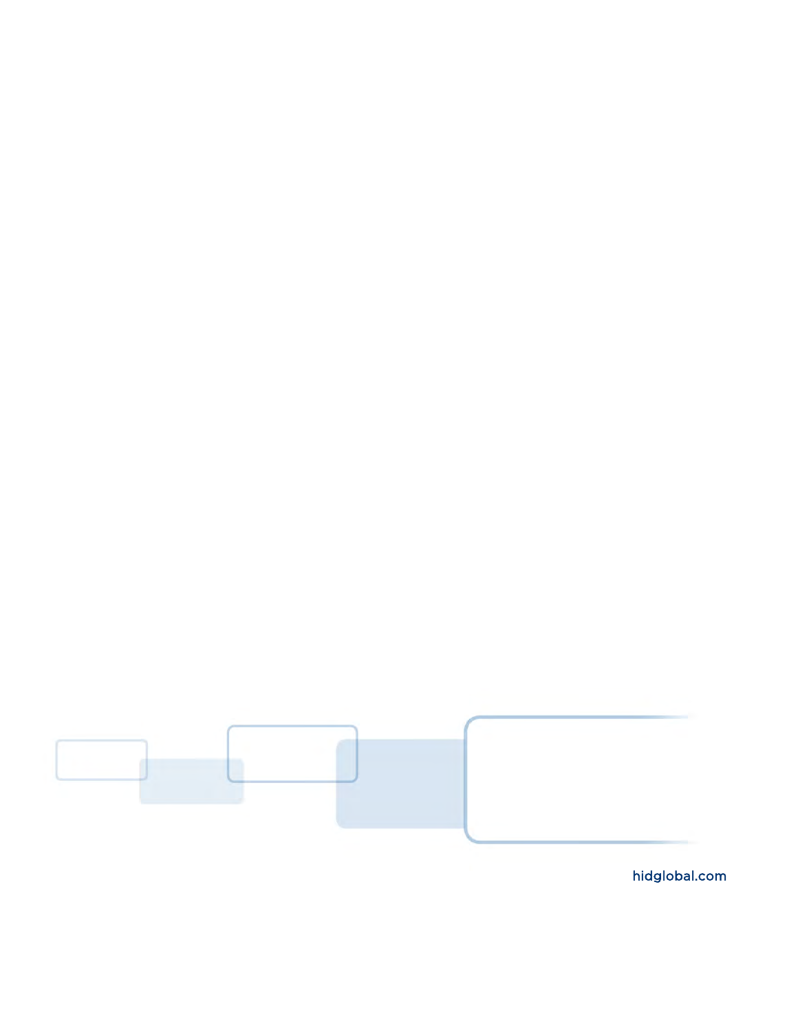hidglobal.com